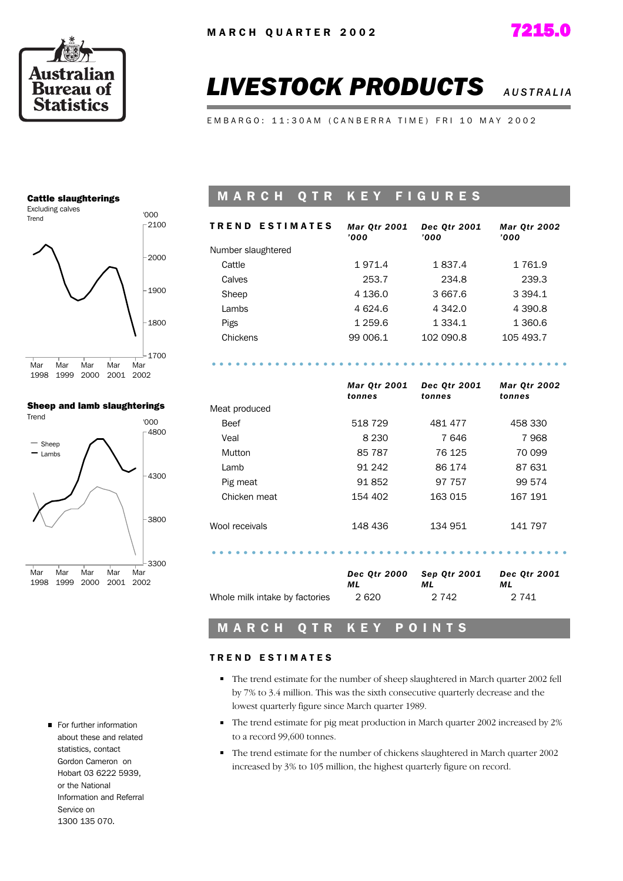MARCH QUARTER 2002

7215.0

# LIVESTOCK PRODUCTS AUSTRALIA

EMBARGO: 11:30AM (CANBERRA TIME) FRI 10 MAY 2002

**Cattle slaughterings**
Excluding calves
Trend

**Sheep and lamb slaughterings**
Trend

## MARCH QTR KEY FIGURES

| TREND ESTIMATES | *Mar Qtr 2001 '000* | *Dec Qtr 2001 '000* | *Mar Qtr 2002 '000* |
|---|---|---|---|
| Number slaughtered | | | |
| Cattle | 1 971.4 | 1 837.4 | 1 761.9 |
| Calves | 253.7 | 234.8 | 239.3 |
| Sheep | 4 136.0 | 3 667.6 | 3 394.1 |
| Lambs | 4 624.6 | 4 342.0 | 4 390.8 |
| Pigs | 1 259.6 | 1 334.1 | 1 360.6 |
| Chickens | 99 006.1 | 102 090.8 | 105 493.7 |

| | *Mar Qtr 2001 tonnes* | *Dec Qtr 2001 tonnes* | *Mar Qtr 2002 tonnes* |
|---|---|---|---|
| Meat produced | | | |
| Beef | 518 729 | 481 477 | 458 330 |
| Veal | 8 230 | 7 646 | 7 968 |
| Mutton | 85 787 | 76 125 | 70 099 |
| Lamb | 91 242 | 86 174 | 87 631 |
| Pig meat | 91 852 | 97 757 | 99 574 |
| Chicken meat | 154 402 | 163 015 | 167 191 |
| Wool receivals | 148 436 | 134 951 | 141 797 |

| | *Dec Qtr 2000 ML* | *Sep Qtr 2001 ML* | *Dec Qtr 2001 ML* |
|---|---|---|---|
| Whole milk intake by factories | 2 620 | 2 742 | 2 741 |

## MARCH QTR KEY POINTS

### TREND ESTIMATES

- The trend estimate for the number of sheep slaughtered in March quarter 2002 fell by 7% to 3.4 million. This was the sixth consecutive quarterly decrease and the lowest quarterly figure since March quarter 1989.
- The trend estimate for pig meat production in March quarter 2002 increased by 2% to a record 99,600 tonnes.
- The trend estimate for the number of chickens slaughtered in March quarter 2002 increased by 3% to 105 million, the highest quarterly figure on record.

- For further information about these and related statistics, contact Gordon Cameron on Hobart 03 6222 5939, or the National Information and Referral Service on 1300 135 070.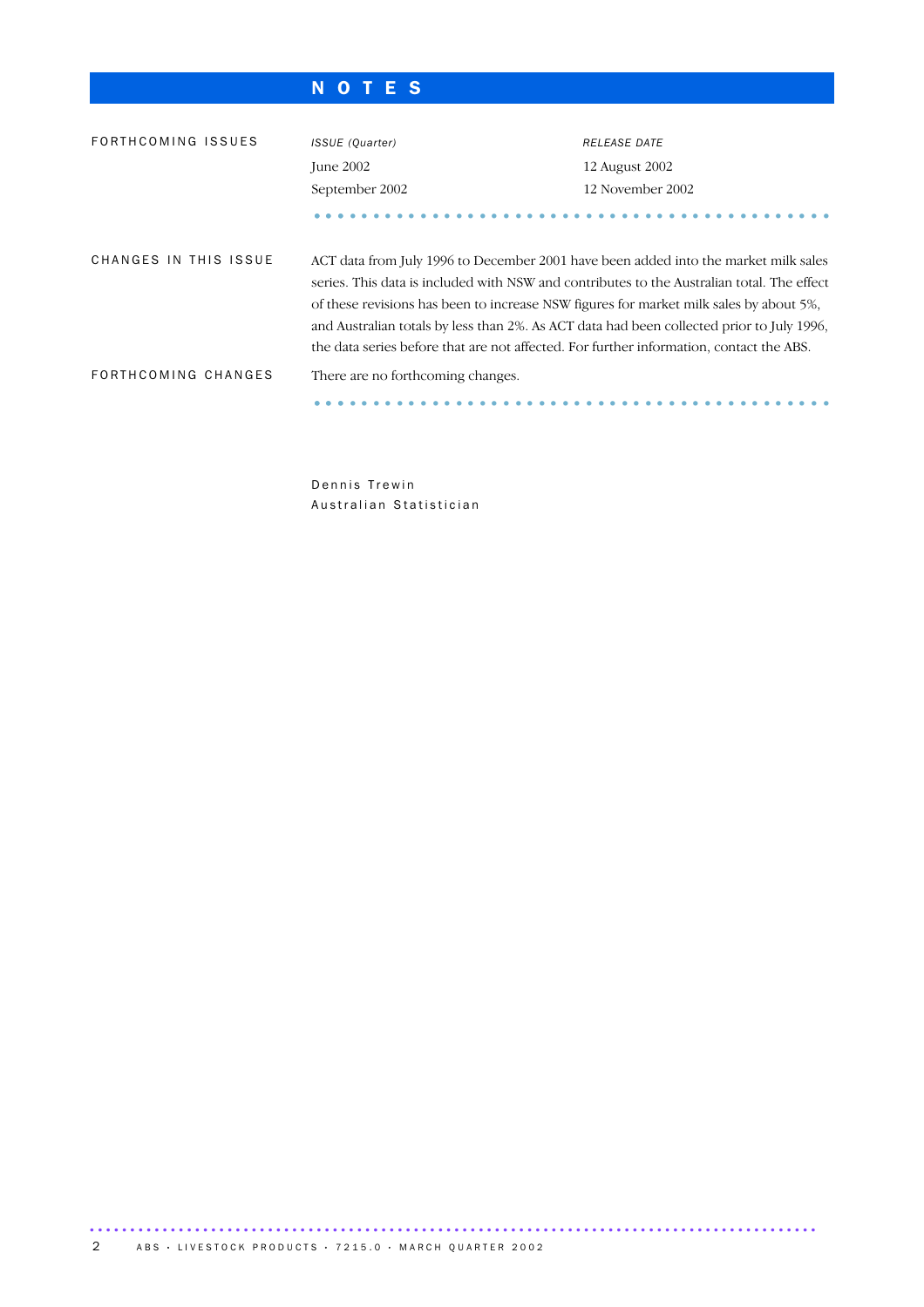# NOTES

FORTHCOMING ISSUES

| *ISSUE (Quarter)* | *RELEASE DATE* |
|---|---|
| June 2002 | 12 August 2002 |
| September 2002 | 12 November 2002 |

CHANGES IN THIS ISSUE

ACT data from July 1996 to December 2001 have been added into the market milk sales series. This data is included with NSW and contributes to the Australian total. The effect of these revisions has been to increase NSW figures for market milk sales by about 5%, and Australian totals by less than 2%. As ACT data had been collected prior to July 1996, the data series before that are not affected. For further information, contact the ABS.

FORTHCOMING CHANGES

There are no forthcoming changes.

Dennis Trewin
Australian Statistician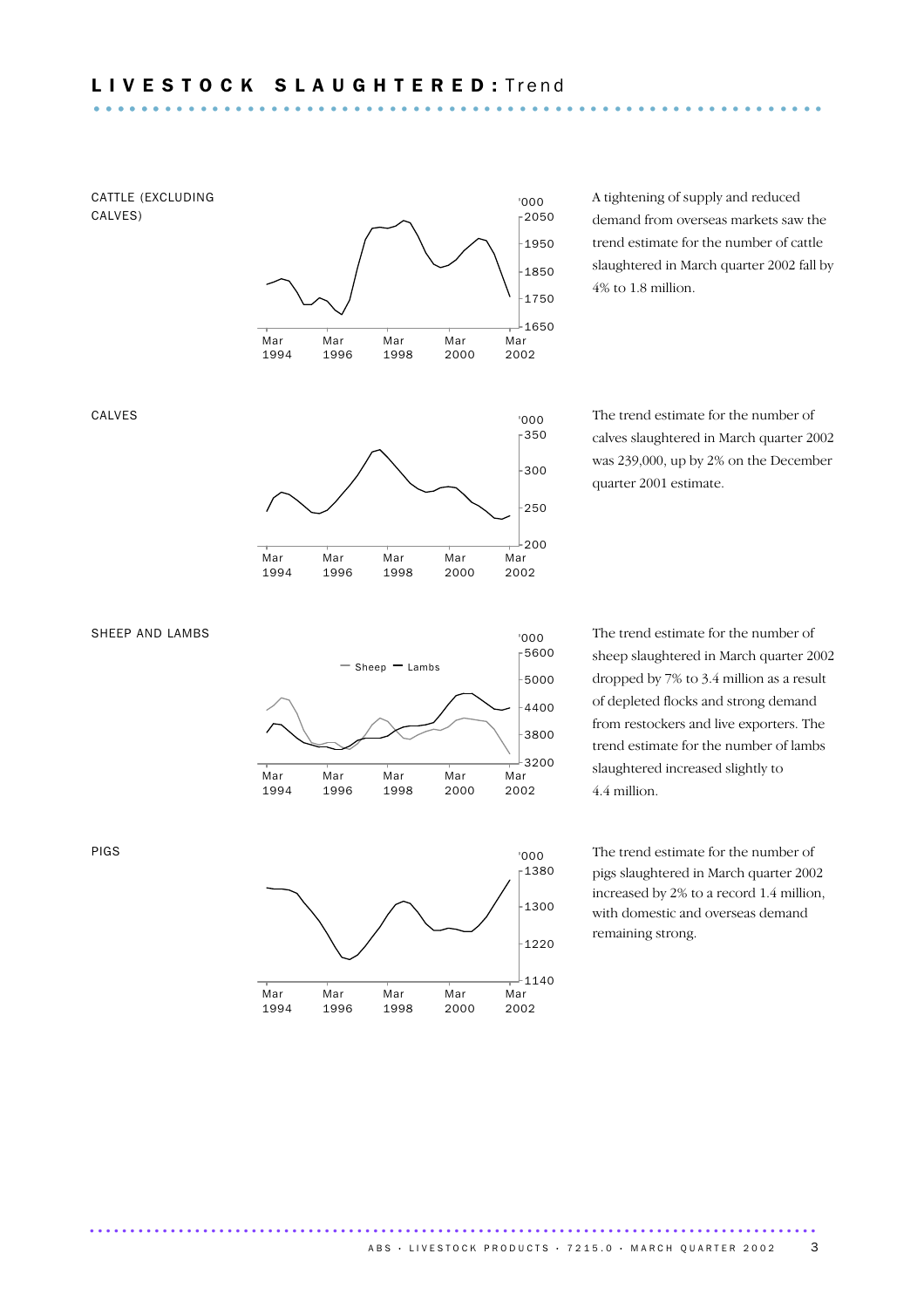# LIVESTOCK SLAUGHTERED: Trend

## CATTLE (EXCLUDING CALVES)

A tightening of supply and reduced demand from overseas markets saw the trend estimate for the number of cattle slaughtered in March quarter 2002 fall by 4% to 1.8 million.

## CALVES

The trend estimate for the number of calves slaughtered in March quarter 2002 was 239,000, up by 2% on the December quarter 2001 estimate.

## SHEEP AND LAMBS

The trend estimate for the number of sheep slaughtered in March quarter 2002 dropped by 7% to 3.4 million as a result of depleted flocks and strong demand from restockers and live exporters. The trend estimate for the number of lambs slaughtered increased slightly to 4.4 million.

## PIGS

The trend estimate for the number of pigs slaughtered in March quarter 2002 increased by 2% to a record 1.4 million, with domestic and overseas demand remaining strong.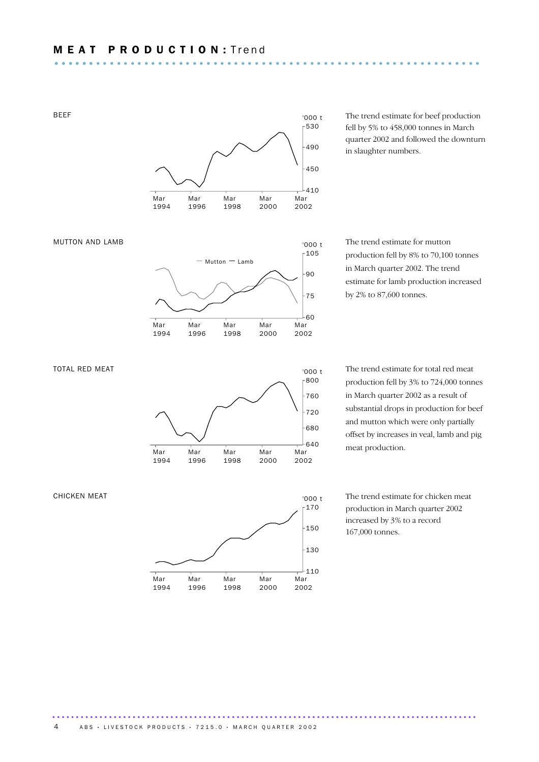# MEAT PRODUCTION: Trend

BEEF

The trend estimate for beef production fell by 5% to 458,000 tonnes in March quarter 2002 and followed the downturn in slaughter numbers.

MUTTON AND LAMB

The trend estimate for mutton production fell by 8% to 70,100 tonnes in March quarter 2002. The trend estimate for lamb production increased by 2% to 87,600 tonnes.

TOTAL RED MEAT

The trend estimate for total red meat production fell by 3% to 724,000 tonnes in March quarter 2002 as a result of substantial drops in production for beef and mutton which were only partially offset by increases in veal, lamb and pig meat production.

CHICKEN MEAT

The trend estimate for chicken meat production in March quarter 2002 increased by 3% to a record 167,000 tonnes.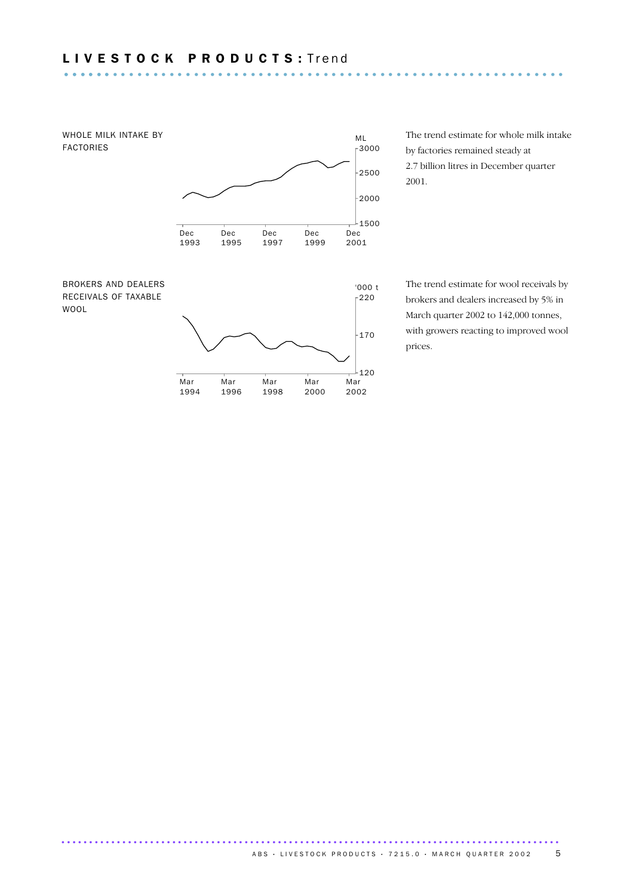# LIVESTOCK PRODUCTS: Trend

## WHOLE MILK INTAKE BY FACTORIES

ML

3000
2500
2000
1500

Dec 1993 | Dec 1995 | Dec 1997 | Dec 1999 | Dec 2001

The trend estimate for whole milk intake by factories remained steady at 2.7 billion litres in December quarter 2001.

## BROKERS AND DEALERS RECEIVALS OF TAXABLE WOOL

'000 t

220
170
120

Mar 1994 | Mar 1996 | Mar 1998 | Mar 2000 | Mar 2002

The trend estimate for wool receivals by brokers and dealers increased by 5% in March quarter 2002 to 142,000 tonnes, with growers reacting to improved wool prices.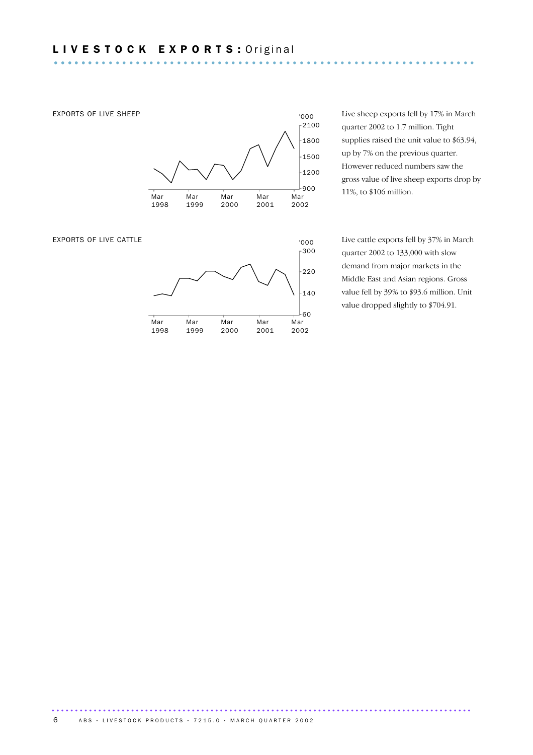# LIVESTOCK EXPORTS: Original

EXPORTS OF LIVE SHEEP

Live sheep exports fell by 17% in March quarter 2002 to 1.7 million. Tight supplies raised the unit value to $63.94, up by 7% on the previous quarter. However reduced numbers saw the gross value of live sheep exports drop by 11%, to $106 million.

EXPORTS OF LIVE CATTLE

Live cattle exports fell by 37% in March quarter 2002 to 133,000 with slow demand from major markets in the Middle East and Asian regions. Gross value fell by 39% to $93.6 million. Unit value dropped slightly to $704.91.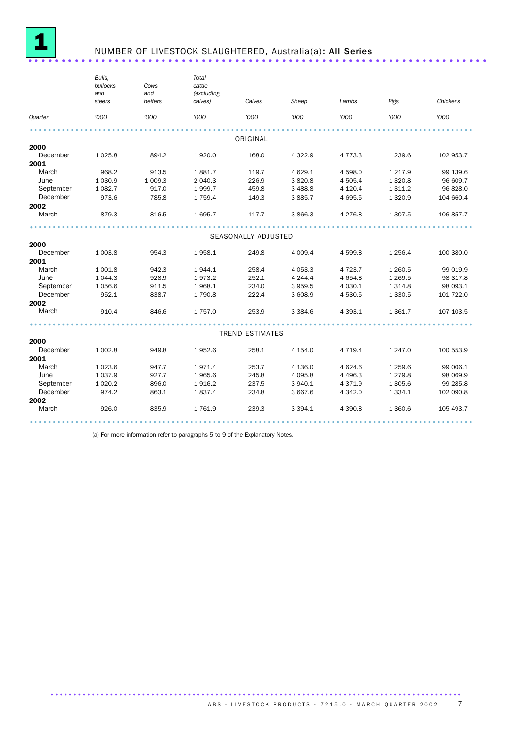# 1 NUMBER OF LIVESTOCK SLAUGHTERED, Australia(a): All Series

| Quarter | Bulls, bullocks and steers | Cows and heifers | Total cattle (excluding calves) | Calves | Sheep | Lambs | Pigs | Chickens |
|---|---|---|---|---|---|---|---|---|
| | '000 | '000 | '000 | '000 | '000 | '000 | '000 | '000 |
| | | | | ORIGINAL | | | | |
| **2000** | | | | | | | | |
| December | 1 025.8 | 894.2 | 1 920.0 | 168.0 | 4 322.9 | 4 773.3 | 1 239.6 | 102 953.7 |
| **2001** | | | | | | | | |
| March | 968.2 | 913.5 | 1 881.7 | 119.7 | 4 629.1 | 4 598.0 | 1 217.9 | 99 139.6 |
| June | 1 030.9 | 1 009.3 | 2 040.3 | 226.9 | 3 820.8 | 4 505.4 | 1 320.8 | 96 609.7 |
| September | 1 082.7 | 917.0 | 1 999.7 | 459.8 | 3 488.8 | 4 120.4 | 1 311.2 | 96 828.0 |
| December | 973.6 | 785.8 | 1 759.4 | 149.3 | 3 885.7 | 4 695.5 | 1 320.9 | 104 660.4 |
| **2002** | | | | | | | | |
| March | 879.3 | 816.5 | 1 695.7 | 117.7 | 3 866.3 | 4 276.8 | 1 307.5 | 106 857.7 |
| | | | | SEASONALLY ADJUSTED | | | | |
| **2000** | | | | | | | | |
| December | 1 003.8 | 954.3 | 1 958.1 | 249.8 | 4 009.4 | 4 599.8 | 1 256.4 | 100 380.0 |
| **2001** | | | | | | | | |
| March | 1 001.8 | 942.3 | 1 944.1 | 258.4 | 4 053.3 | 4 723.7 | 1 260.5 | 99 019.9 |
| June | 1 044.3 | 928.9 | 1 973.2 | 252.1 | 4 244.4 | 4 654.8 | 1 269.5 | 98 317.8 |
| September | 1 056.6 | 911.5 | 1 968.1 | 234.0 | 3 959.5 | 4 030.1 | 1 314.8 | 98 093.1 |
| December | 952.1 | 838.7 | 1 790.8 | 222.4 | 3 608.9 | 4 530.5 | 1 330.5 | 101 722.0 |
| **2002** | | | | | | | | |
| March | 910.4 | 846.6 | 1 757.0 | 253.9 | 3 384.6 | 4 393.1 | 1 361.7 | 107 103.5 |
| | | | | TREND ESTIMATES | | | | |
| **2000** | | | | | | | | |
| December | 1 002.8 | 949.8 | 1 952.6 | 258.1 | 4 154.0 | 4 719.4 | 1 247.0 | 100 553.9 |
| **2001** | | | | | | | | |
| March | 1 023.6 | 947.7 | 1 971.4 | 253.7 | 4 136.0 | 4 624.6 | 1 259.6 | 99 006.1 |
| June | 1 037.9 | 927.7 | 1 965.6 | 245.8 | 4 095.8 | 4 496.3 | 1 279.8 | 98 069.9 |
| September | 1 020.2 | 896.0 | 1 916.2 | 237.5 | 3 940.1 | 4 371.9 | 1 305.6 | 99 285.8 |
| December | 974.2 | 863.1 | 1 837.4 | 234.8 | 3 667.6 | 4 342.0 | 1 334.1 | 102 090.8 |
| **2002** | | | | | | | | |
| March | 926.0 | 835.9 | 1 761.9 | 239.3 | 3 394.1 | 4 390.8 | 1 360.6 | 105 493.7 |

(a) For more information refer to paragraphs 5 to 9 of the Explanatory Notes.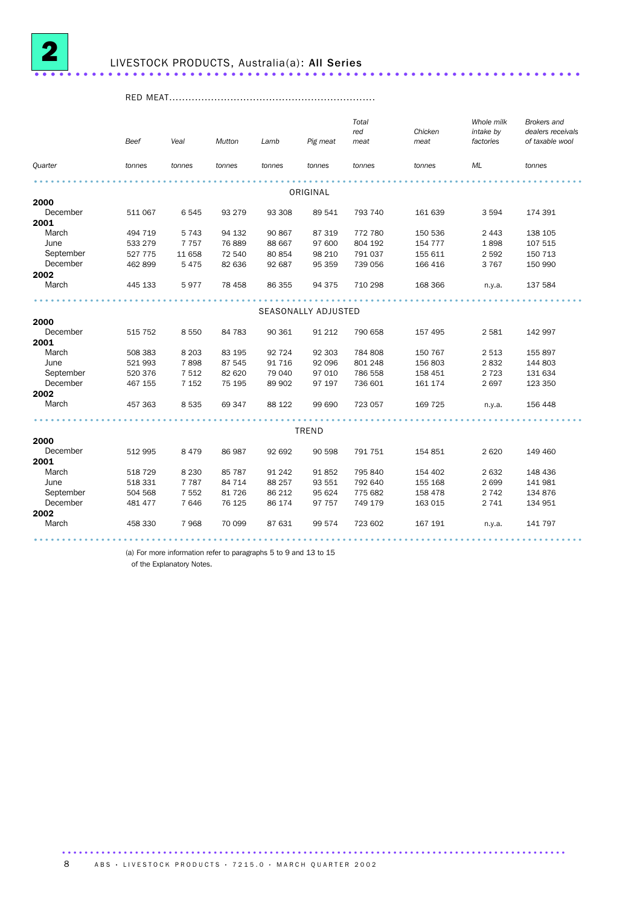# 2 LIVESTOCK PRODUCTS, Australia(a): All Series

| Quarter | RED MEAT Beef | Veal | Mutton | Lamb | Pig meat | Total red meat | Chicken meat | Whole milk intake by factories | Brokers and dealers receivals of taxable wool |
|---|---|---|---|---|---|---|---|---|---|
| | tonnes | tonnes | tonnes | tonnes | tonnes | tonnes | tonnes | ML | tonnes |
| **ORIGINAL** | | | | | | | | | |
| **2000** | | | | | | | | | |
| December | 511 067 | 6 545 | 93 279 | 93 308 | 89 541 | 793 740 | 161 639 | 3 594 | 174 391 |
| **2001** | | | | | | | | | |
| March | 494 719 | 5 743 | 94 132 | 90 867 | 87 319 | 772 780 | 150 536 | 2 443 | 138 105 |
| June | 533 279 | 7 757 | 76 889 | 88 667 | 97 600 | 804 192 | 154 777 | 1 898 | 107 515 |
| September | 527 775 | 11 658 | 72 540 | 80 854 | 98 210 | 791 037 | 155 611 | 2 592 | 150 713 |
| December | 462 899 | 5 475 | 82 636 | 92 687 | 95 359 | 739 056 | 166 416 | 3 767 | 150 990 |
| **2002** | | | | | | | | | |
| March | 445 133 | 5 977 | 78 458 | 86 355 | 94 375 | 710 298 | 168 366 | n.y.a. | 137 584 |
| **SEASONALLY ADJUSTED** | | | | | | | | | |
| **2000** | | | | | | | | | |
| December | 515 752 | 8 550 | 84 783 | 90 361 | 91 212 | 790 658 | 157 495 | 2 581 | 142 997 |
| **2001** | | | | | | | | | |
| March | 508 383 | 8 203 | 83 195 | 92 724 | 92 303 | 784 808 | 150 767 | 2 513 | 155 897 |
| June | 521 993 | 7 898 | 87 545 | 91 716 | 92 096 | 801 248 | 156 803 | 2 832 | 144 803 |
| September | 520 376 | 7 512 | 82 620 | 79 040 | 97 010 | 786 558 | 158 451 | 2 723 | 131 634 |
| December | 467 155 | 7 152 | 75 195 | 89 902 | 97 197 | 736 601 | 161 174 | 2 697 | 123 350 |
| **2002** | | | | | | | | | |
| March | 457 363 | 8 535 | 69 347 | 88 122 | 99 690 | 723 057 | 169 725 | n.y.a. | 156 448 |
| **TREND** | | | | | | | | | |
| **2000** | | | | | | | | | |
| December | 512 995 | 8 479 | 86 987 | 92 692 | 90 598 | 791 751 | 154 851 | 2 620 | 149 460 |
| **2001** | | | | | | | | | |
| March | 518 729 | 8 230 | 85 787 | 91 242 | 91 852 | 795 840 | 154 402 | 2 632 | 148 436 |
| June | 518 331 | 7 787 | 84 714 | 88 257 | 93 551 | 792 640 | 155 168 | 2 699 | 141 981 |
| September | 504 568 | 7 552 | 81 726 | 86 212 | 95 624 | 775 682 | 158 478 | 2 742 | 134 876 |
| December | 481 477 | 7 646 | 76 125 | 86 174 | 97 757 | 749 179 | 163 015 | 2 741 | 134 951 |
| **2002** | | | | | | | | | |
| March | 458 330 | 7 968 | 70 099 | 87 631 | 99 574 | 723 602 | 167 191 | n.y.a. | 141 797 |

(a) For more information refer to paragraphs 5 to 9 and 13 to 15 of the Explanatory Notes.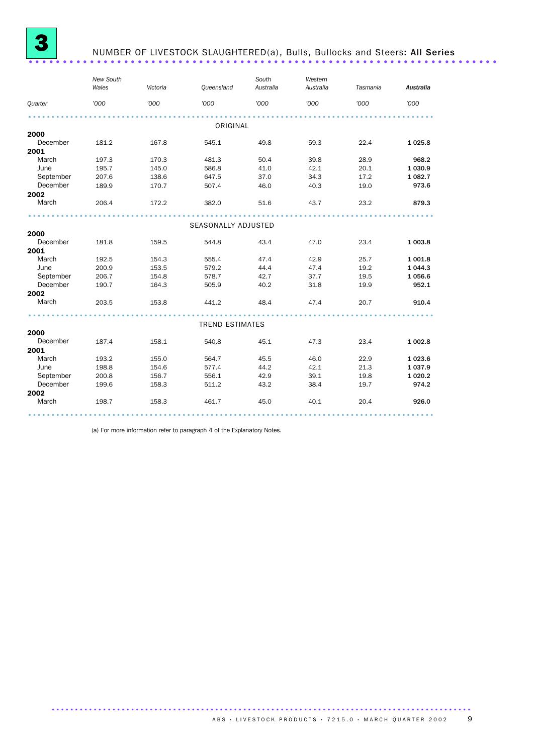# 3 NUMBER OF LIVESTOCK SLAUGHTERED(a), Bulls, Bullocks and Steers: All Series

| Quarter | New South Wales '000 | Victoria '000 | Queensland '000 | South Australia '000 | Western Australia '000 | Tasmania '000 | *Australia* '000 |
|---|---|---|---|---|---|---|---|
| | | | ORIGINAL | | | | |
| **2000** | | | | | | | |
| December | 181.2 | 167.8 | 545.1 | 49.8 | 59.3 | 22.4 | **1 025.8** |
| **2001** | | | | | | | |
| March | 197.3 | 170.3 | 481.3 | 50.4 | 39.8 | 28.9 | **968.2** |
| June | 195.7 | 145.0 | 586.8 | 41.0 | 42.1 | 20.1 | **1 030.9** |
| September | 207.6 | 138.6 | 647.5 | 37.0 | 34.3 | 17.2 | **1 082.7** |
| December | 189.9 | 170.7 | 507.4 | 46.0 | 40.3 | 19.0 | **973.6** |
| **2002** | | | | | | | |
| March | 206.4 | 172.2 | 382.0 | 51.6 | 43.7 | 23.2 | **879.3** |
| | | | SEASONALLY ADJUSTED | | | | |
| **2000** | | | | | | | |
| December | 181.8 | 159.5 | 544.8 | 43.4 | 47.0 | 23.4 | **1 003.8** |
| **2001** | | | | | | | |
| March | 192.5 | 154.3 | 555.4 | 47.4 | 42.9 | 25.7 | **1 001.8** |
| June | 200.9 | 153.5 | 579.2 | 44.4 | 47.4 | 19.2 | **1 044.3** |
| September | 206.7 | 154.8 | 578.7 | 42.7 | 37.7 | 19.5 | **1 056.6** |
| December | 190.7 | 164.3 | 505.9 | 40.2 | 31.8 | 19.9 | **952.1** |
| **2002** | | | | | | | |
| March | 203.5 | 153.8 | 441.2 | 48.4 | 47.4 | 20.7 | **910.4** |
| | | | TREND ESTIMATES | | | | |
| **2000** | | | | | | | |
| December | 187.4 | 158.1 | 540.8 | 45.1 | 47.3 | 23.4 | **1 002.8** |
| **2001** | | | | | | | |
| March | 193.2 | 155.0 | 564.7 | 45.5 | 46.0 | 22.9 | **1 023.6** |
| June | 198.8 | 154.6 | 577.4 | 44.2 | 42.1 | 21.3 | **1 037.9** |
| September | 200.8 | 156.7 | 556.1 | 42.9 | 39.1 | 19.8 | **1 020.2** |
| December | 199.6 | 158.3 | 511.2 | 43.2 | 38.4 | 19.7 | **974.2** |
| **2002** | | | | | | | |
| March | 198.7 | 158.3 | 461.7 | 45.0 | 40.1 | 20.4 | **926.0** |

(a) For more information refer to paragraph 4 of the Explanatory Notes.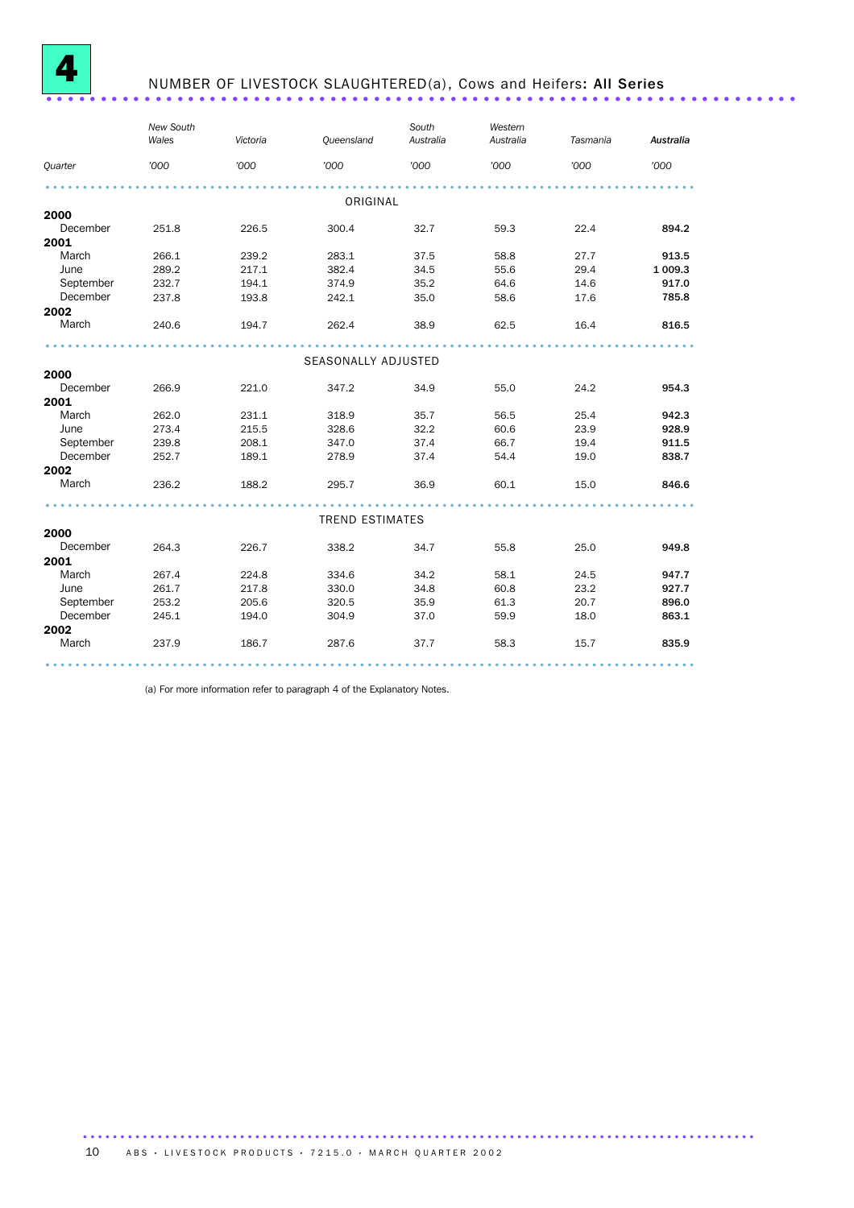# 4 NUMBER OF LIVESTOCK SLAUGHTERED(a), Cows and Heifers: All Series

| Quarter | New South Wales '000 | Victoria '000 | Queensland '000 | South Australia '000 | Western Australia '000 | Tasmania '000 | **Australia '000** |
|---|---|---|---|---|---|---|---|
| | | | **ORIGINAL** | | | | |
| **2000** | | | | | | | |
| December | 251.8 | 226.5 | 300.4 | 32.7 | 59.3 | 22.4 | **894.2** |
| **2001** | | | | | | | |
| March | 266.1 | 239.2 | 283.1 | 37.5 | 58.8 | 27.7 | **913.5** |
| June | 289.2 | 217.1 | 382.4 | 34.5 | 55.6 | 29.4 | **1 009.3** |
| September | 232.7 | 194.1 | 374.9 | 35.2 | 64.6 | 14.6 | **917.0** |
| December | 237.8 | 193.8 | 242.1 | 35.0 | 58.6 | 17.6 | **785.8** |
| **2002** | | | | | | | |
| March | 240.6 | 194.7 | 262.4 | 38.9 | 62.5 | 16.4 | **816.5** |
| | | | **SEASONALLY ADJUSTED** | | | | |
| **2000** | | | | | | | |
| December | 266.9 | 221.0 | 347.2 | 34.9 | 55.0 | 24.2 | **954.3** |
| **2001** | | | | | | | |
| March | 262.0 | 231.1 | 318.9 | 35.7 | 56.5 | 25.4 | **942.3** |
| June | 273.4 | 215.5 | 328.6 | 32.2 | 60.6 | 23.9 | **928.9** |
| September | 239.8 | 208.1 | 347.0 | 37.4 | 66.7 | 19.4 | **911.5** |
| December | 252.7 | 189.1 | 278.9 | 37.4 | 54.4 | 19.0 | **838.7** |
| **2002** | | | | | | | |
| March | 236.2 | 188.2 | 295.7 | 36.9 | 60.1 | 15.0 | **846.6** |
| | | | **TREND ESTIMATES** | | | | |
| **2000** | | | | | | | |
| December | 264.3 | 226.7 | 338.2 | 34.7 | 55.8 | 25.0 | **949.8** |
| **2001** | | | | | | | |
| March | 267.4 | 224.8 | 334.6 | 34.2 | 58.1 | 24.5 | **947.7** |
| June | 261.7 | 217.8 | 330.0 | 34.8 | 60.8 | 23.2 | **927.7** |
| September | 253.2 | 205.6 | 320.5 | 35.9 | 61.3 | 20.7 | **896.0** |
| December | 245.1 | 194.0 | 304.9 | 37.0 | 59.9 | 18.0 | **863.1** |
| **2002** | | | | | | | |
| March | 237.9 | 186.7 | 287.6 | 37.7 | 58.3 | 15.7 | **835.9** |

(a) For more information refer to paragraph 4 of the Explanatory Notes.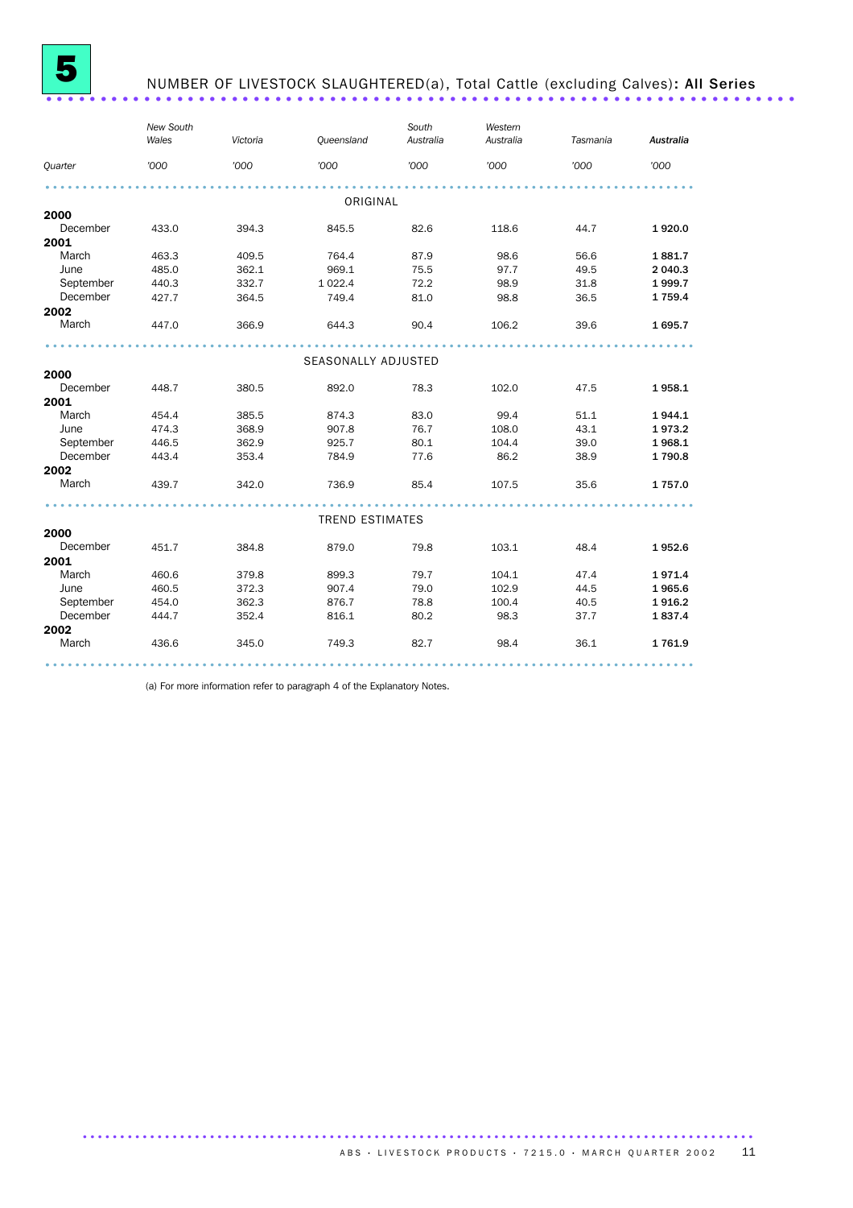# 5 NUMBER OF LIVESTOCK SLAUGHTERED(a), Total Cattle (excluding Calves): **All Series**

| Quarter | New South Wales '000 | Victoria '000 | Queensland '000 | South Australia '000 | Western Australia '000 | Tasmania '000 | **Australia '000** |
|---|---|---|---|---|---|---|---|
| | | | ORIGINAL | | | | |
| **2000** | | | | | | | |
| December | 433.0 | 394.3 | 845.5 | 82.6 | 118.6 | 44.7 | **1 920.0** |
| **2001** | | | | | | | |
| March | 463.3 | 409.5 | 764.4 | 87.9 | 98.6 | 56.6 | **1 881.7** |
| June | 485.0 | 362.1 | 969.1 | 75.5 | 97.7 | 49.5 | **2 040.3** |
| September | 440.3 | 332.7 | 1 022.4 | 72.2 | 98.9 | 31.8 | **1 999.7** |
| December | 427.7 | 364.5 | 749.4 | 81.0 | 98.8 | 36.5 | **1 759.4** |
| **2002** | | | | | | | |
| March | 447.0 | 366.9 | 644.3 | 90.4 | 106.2 | 39.6 | **1 695.7** |
| | | | SEASONALLY ADJUSTED | | | | |
| **2000** | | | | | | | |
| December | 448.7 | 380.5 | 892.0 | 78.3 | 102.0 | 47.5 | **1 958.1** |
| **2001** | | | | | | | |
| March | 454.4 | 385.5 | 874.3 | 83.0 | 99.4 | 51.1 | **1 944.1** |
| June | 474.3 | 368.9 | 907.8 | 76.7 | 108.0 | 43.1 | **1 973.2** |
| September | 446.5 | 362.9 | 925.7 | 80.1 | 104.4 | 39.0 | **1 968.1** |
| December | 443.4 | 353.4 | 784.9 | 77.6 | 86.2 | 38.9 | **1 790.8** |
| **2002** | | | | | | | |
| March | 439.7 | 342.0 | 736.9 | 85.4 | 107.5 | 35.6 | **1 757.0** |
| | | | TREND ESTIMATES | | | | |
| **2000** | | | | | | | |
| December | 451.7 | 384.8 | 879.0 | 79.8 | 103.1 | 48.4 | **1 952.6** |
| **2001** | | | | | | | |
| March | 460.6 | 379.8 | 899.3 | 79.7 | 104.1 | 47.4 | **1 971.4** |
| June | 460.5 | 372.3 | 907.4 | 79.0 | 102.9 | 44.5 | **1 965.6** |
| September | 454.0 | 362.3 | 876.7 | 78.8 | 100.4 | 40.5 | **1 916.2** |
| December | 444.7 | 352.4 | 816.1 | 80.2 | 98.3 | 37.7 | **1 837.4** |
| **2002** | | | | | | | |
| March | 436.6 | 345.0 | 749.3 | 82.7 | 98.4 | 36.1 | **1 761.9** |

(a) For more information refer to paragraph 4 of the Explanatory Notes.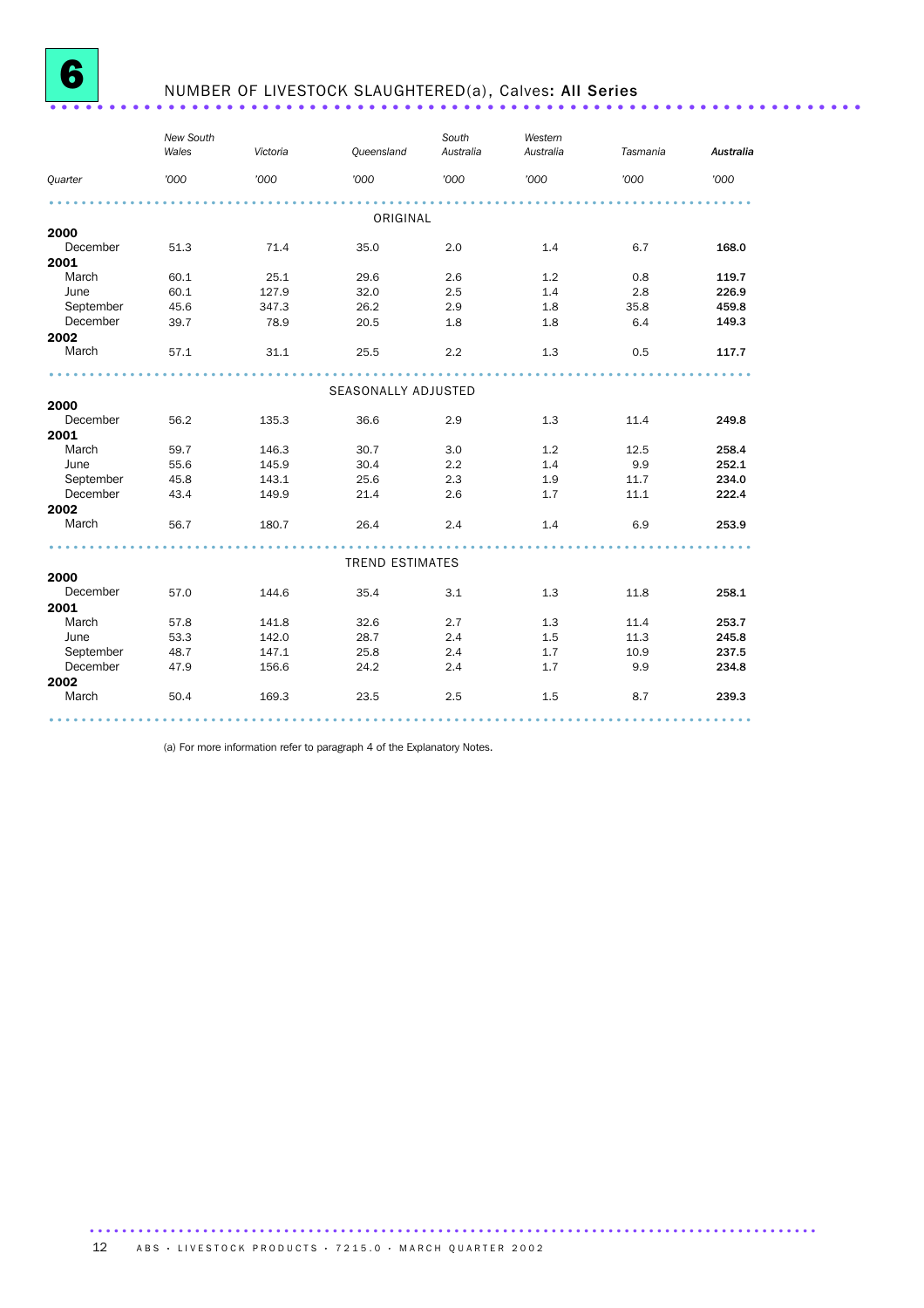# 6 NUMBER OF LIVESTOCK SLAUGHTERED(a), Calves: **All Series**

| Quarter | New South Wales | Victoria | Queensland | South Australia | Western Australia | Tasmania | Australia |
|---|---|---|---|---|---|---|---|
| | '000 | '000 | '000 | '000 | '000 | '000 | '000 |
| **ORIGINAL** | | | | | | | |
| **2000** | | | | | | | |
| December | 51.3 | 71.4 | 35.0 | 2.0 | 1.4 | 6.7 | **168.0** |
| **2001** | | | | | | | |
| March | 60.1 | 25.1 | 29.6 | 2.6 | 1.2 | 0.8 | **119.7** |
| June | 60.1 | 127.9 | 32.0 | 2.5 | 1.4 | 2.8 | **226.9** |
| September | 45.6 | 347.3 | 26.2 | 2.9 | 1.8 | 35.8 | **459.8** |
| December | 39.7 | 78.9 | 20.5 | 1.8 | 1.8 | 6.4 | **149.3** |
| **2002** | | | | | | | |
| March | 57.1 | 31.1 | 25.5 | 2.2 | 1.3 | 0.5 | **117.7** |
| **SEASONALLY ADJUSTED** | | | | | | | |
| **2000** | | | | | | | |
| December | 56.2 | 135.3 | 36.6 | 2.9 | 1.3 | 11.4 | **249.8** |
| **2001** | | | | | | | |
| March | 59.7 | 146.3 | 30.7 | 3.0 | 1.2 | 12.5 | **258.4** |
| June | 55.6 | 145.9 | 30.4 | 2.2 | 1.4 | 9.9 | **252.1** |
| September | 45.8 | 143.1 | 25.6 | 2.3 | 1.9 | 11.7 | **234.0** |
| December | 43.4 | 149.9 | 21.4 | 2.6 | 1.7 | 11.1 | **222.4** |
| **2002** | | | | | | | |
| March | 56.7 | 180.7 | 26.4 | 2.4 | 1.4 | 6.9 | **253.9** |
| **TREND ESTIMATES** | | | | | | | |
| **2000** | | | | | | | |
| December | 57.0 | 144.6 | 35.4 | 3.1 | 1.3 | 11.8 | **258.1** |
| **2001** | | | | | | | |
| March | 57.8 | 141.8 | 32.6 | 2.7 | 1.3 | 11.4 | **253.7** |
| June | 53.3 | 142.0 | 28.7 | 2.4 | 1.5 | 11.3 | **245.8** |
| September | 48.7 | 147.1 | 25.8 | 2.4 | 1.7 | 10.9 | **237.5** |
| December | 47.9 | 156.6 | 24.2 | 2.4 | 1.7 | 9.9 | **234.8** |
| **2002** | | | | | | | |
| March | 50.4 | 169.3 | 23.5 | 2.5 | 1.5 | 8.7 | **239.3** |

(a) For more information refer to paragraph 4 of the Explanatory Notes.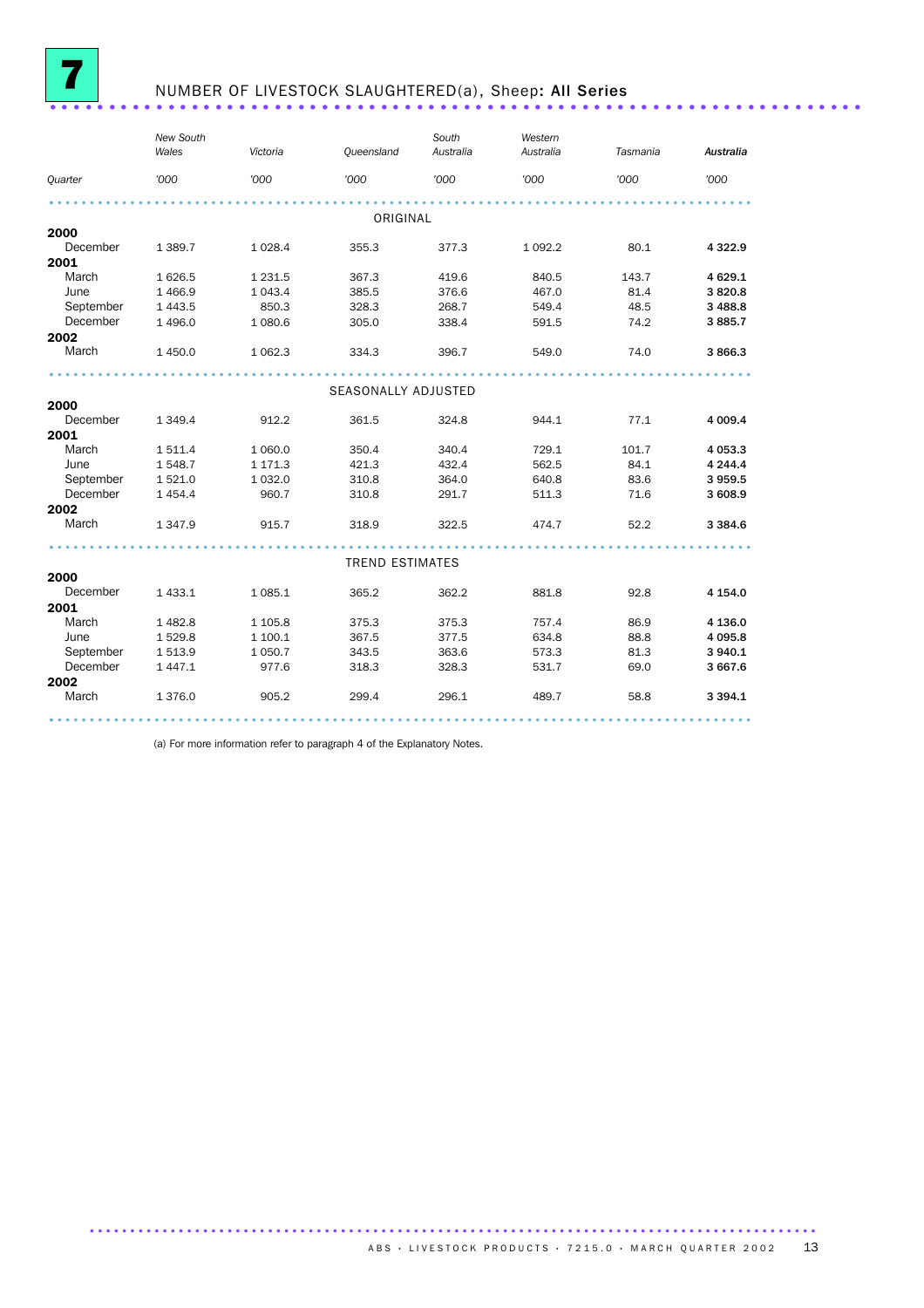# 7 NUMBER OF LIVESTOCK SLAUGHTERED(a), Sheep: **All Series**

| Quarter | *New South Wales* | *Victoria* | *Queensland* | *South Australia* | *Western Australia* | *Tasmania* | ***Australia*** |
|---|---|---|---|---|---|---|---|
| | '000 | '000 | '000 | '000 | '000 | '000 | '000 |
| | | | | ORIGINAL | | | |
| **2000** | | | | | | | |
| December | 1 389.7 | 1 028.4 | 355.3 | 377.3 | 1 092.2 | 80.1 | **4 322.9** |
| **2001** | | | | | | | |
| March | 1 626.5 | 1 231.5 | 367.3 | 419.6 | 840.5 | 143.7 | **4 629.1** |
| June | 1 466.9 | 1 043.4 | 385.5 | 376.6 | 467.0 | 81.4 | **3 820.8** |
| September | 1 443.5 | 850.3 | 328.3 | 268.7 | 549.4 | 48.5 | **3 488.8** |
| December | 1 496.0 | 1 080.6 | 305.0 | 338.4 | 591.5 | 74.2 | **3 885.7** |
| **2002** | | | | | | | |
| March | 1 450.0 | 1 062.3 | 334.3 | 396.7 | 549.0 | 74.0 | **3 866.3** |
| | | | | SEASONALLY ADJUSTED | | | |
| **2000** | | | | | | | |
| December | 1 349.4 | 912.2 | 361.5 | 324.8 | 944.1 | 77.1 | **4 009.4** |
| **2001** | | | | | | | |
| March | 1 511.4 | 1 060.0 | 350.4 | 340.4 | 729.1 | 101.7 | **4 053.3** |
| June | 1 548.7 | 1 171.3 | 421.3 | 432.4 | 562.5 | 84.1 | **4 244.4** |
| September | 1 521.0 | 1 032.0 | 310.8 | 364.0 | 640.8 | 83.6 | **3 959.5** |
| December | 1 454.4 | 960.7 | 310.8 | 291.7 | 511.3 | 71.6 | **3 608.9** |
| **2002** | | | | | | | |
| March | 1 347.9 | 915.7 | 318.9 | 322.5 | 474.7 | 52.2 | **3 384.6** |
| | | | | TREND ESTIMATES | | | |
| **2000** | | | | | | | |
| December | 1 433.1 | 1 085.1 | 365.2 | 362.2 | 881.8 | 92.8 | **4 154.0** |
| **2001** | | | | | | | |
| March | 1 482.8 | 1 105.8 | 375.3 | 375.3 | 757.4 | 86.9 | **4 136.0** |
| June | 1 529.8 | 1 100.1 | 367.5 | 377.5 | 634.8 | 88.8 | **4 095.8** |
| September | 1 513.9 | 1 050.7 | 343.5 | 363.6 | 573.3 | 81.3 | **3 940.1** |
| December | 1 447.1 | 977.6 | 318.3 | 328.3 | 531.7 | 69.0 | **3 667.6** |
| **2002** | | | | | | | |
| March | 1 376.0 | 905.2 | 299.4 | 296.1 | 489.7 | 58.8 | **3 394.1** |

(a) For more information refer to paragraph 4 of the Explanatory Notes.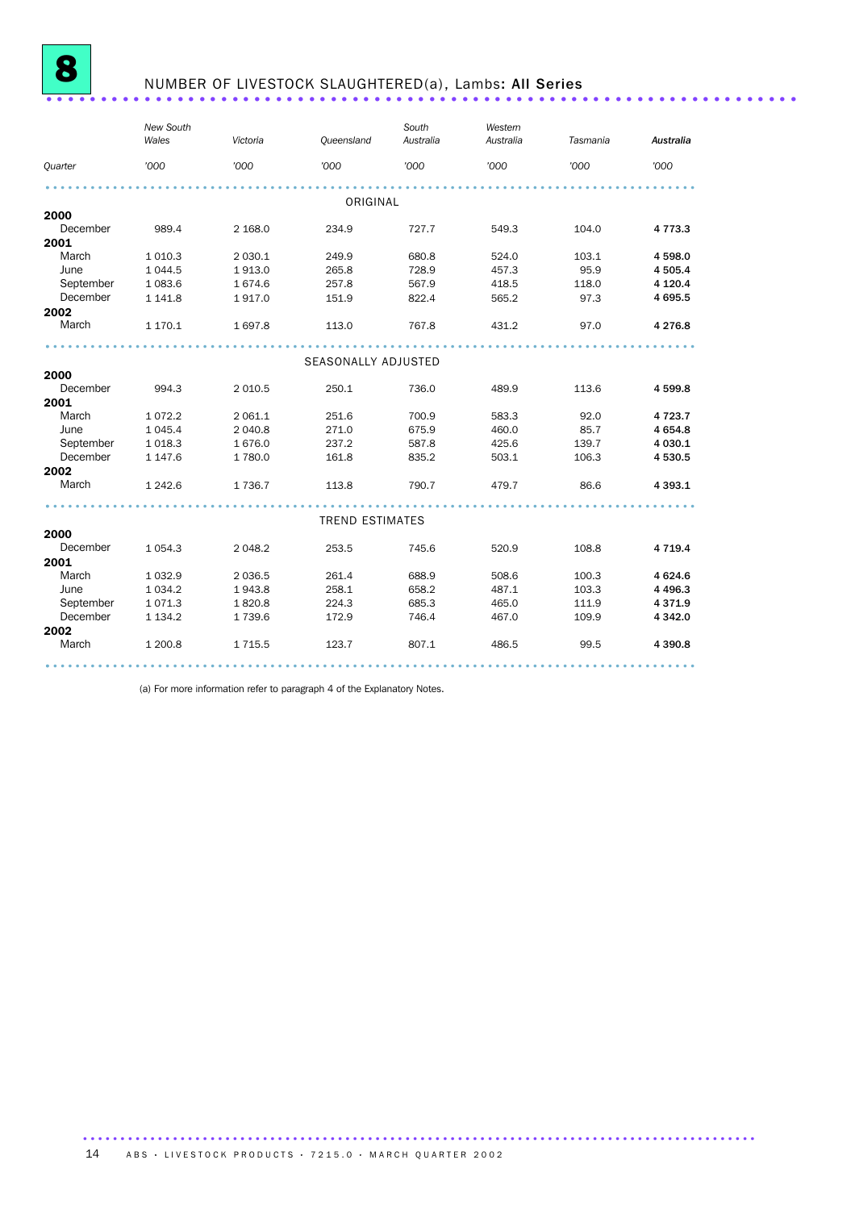# 8 NUMBER OF LIVESTOCK SLAUGHTERED(a), Lambs: All Series

| Quarter | New South Wales | Victoria | Queensland | South Australia | Western Australia | Tasmania | Australia |
|---|---|---|---|---|---|---|---|
| | '000 | '000 | '000 | '000 | '000 | '000 | '000 |
| | | | **ORIGINAL** | | | | |
| **2000** | | | | | | | |
| December | 989.4 | 2 168.0 | 234.9 | 727.7 | 549.3 | 104.0 | **4 773.3** |
| **2001** | | | | | | | |
| March | 1 010.3 | 2 030.1 | 249.9 | 680.8 | 524.0 | 103.1 | **4 598.0** |
| June | 1 044.5 | 1 913.0 | 265.8 | 728.9 | 457.3 | 95.9 | **4 505.4** |
| September | 1 083.6 | 1 674.6 | 257.8 | 567.9 | 418.5 | 118.0 | **4 120.4** |
| December | 1 141.8 | 1 917.0 | 151.9 | 822.4 | 565.2 | 97.3 | **4 695.5** |
| **2002** | | | | | | | |
| March | 1 170.1 | 1 697.8 | 113.0 | 767.8 | 431.2 | 97.0 | **4 276.8** |
| | | | **SEASONALLY ADJUSTED** | | | | |
| **2000** | | | | | | | |
| December | 994.3 | 2 010.5 | 250.1 | 736.0 | 489.9 | 113.6 | **4 599.8** |
| **2001** | | | | | | | |
| March | 1 072.2 | 2 061.1 | 251.6 | 700.9 | 583.3 | 92.0 | **4 723.7** |
| June | 1 045.4 | 2 040.8 | 271.0 | 675.9 | 460.0 | 85.7 | **4 654.8** |
| September | 1 018.3 | 1 676.0 | 237.2 | 587.8 | 425.6 | 139.7 | **4 030.1** |
| December | 1 147.6 | 1 780.0 | 161.8 | 835.2 | 503.1 | 106.3 | **4 530.5** |
| **2002** | | | | | | | |
| March | 1 242.6 | 1 736.7 | 113.8 | 790.7 | 479.7 | 86.6 | **4 393.1** |
| | | | **TREND ESTIMATES** | | | | |
| **2000** | | | | | | | |
| December | 1 054.3 | 2 048.2 | 253.5 | 745.6 | 520.9 | 108.8 | **4 719.4** |
| **2001** | | | | | | | |
| March | 1 032.9 | 2 036.5 | 261.4 | 688.9 | 508.6 | 100.3 | **4 624.6** |
| June | 1 034.2 | 1 943.8 | 258.1 | 658.2 | 487.1 | 103.3 | **4 496.3** |
| September | 1 071.3 | 1 820.8 | 224.3 | 685.3 | 465.0 | 111.9 | **4 371.9** |
| December | 1 134.2 | 1 739.6 | 172.9 | 746.4 | 467.0 | 109.9 | **4 342.0** |
| **2002** | | | | | | | |
| March | 1 200.8 | 1 715.5 | 123.7 | 807.1 | 486.5 | 99.5 | **4 390.8** |

(a) For more information refer to paragraph 4 of the Explanatory Notes.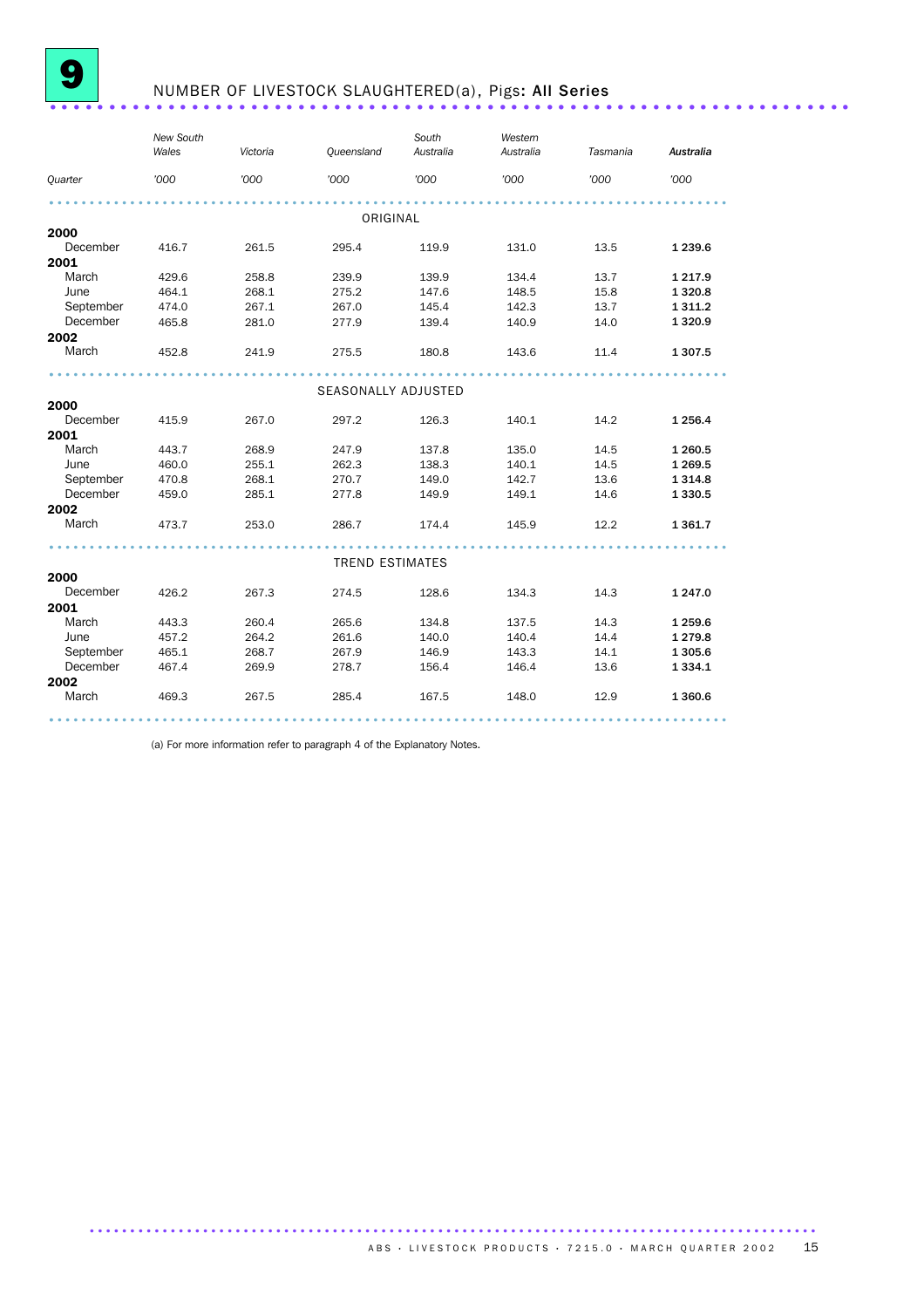# 9 NUMBER OF LIVESTOCK SLAUGHTERED(a), Pigs: **All Series**

| Quarter | New South Wales '000 | Victoria '000 | Queensland '000 | South Australia '000 | Western Australia '000 | Tasmania '000 | *Australia* '000 |
|---|---|---|---|---|---|---|---|
| | | | ORIGINAL | | | | |
| **2000** | | | | | | | |
| December | 416.7 | 261.5 | 295.4 | 119.9 | 131.0 | 13.5 | **1 239.6** |
| **2001** | | | | | | | |
| March | 429.6 | 258.8 | 239.9 | 139.9 | 134.4 | 13.7 | **1 217.9** |
| June | 464.1 | 268.1 | 275.2 | 147.6 | 148.5 | 15.8 | **1 320.8** |
| September | 474.0 | 267.1 | 267.0 | 145.4 | 142.3 | 13.7 | **1 311.2** |
| December | 465.8 | 281.0 | 277.9 | 139.4 | 140.9 | 14.0 | **1 320.9** |
| **2002** | | | | | | | |
| March | 452.8 | 241.9 | 275.5 | 180.8 | 143.6 | 11.4 | **1 307.5** |
| | | | SEASONALLY ADJUSTED | | | | |
| **2000** | | | | | | | |
| December | 415.9 | 267.0 | 297.2 | 126.3 | 140.1 | 14.2 | **1 256.4** |
| **2001** | | | | | | | |
| March | 443.7 | 268.9 | 247.9 | 137.8 | 135.0 | 14.5 | **1 260.5** |
| June | 460.0 | 255.1 | 262.3 | 138.3 | 140.1 | 14.5 | **1 269.5** |
| September | 470.8 | 268.1 | 270.7 | 149.0 | 142.7 | 13.6 | **1 314.8** |
| December | 459.0 | 285.1 | 277.8 | 149.9 | 149.1 | 14.6 | **1 330.5** |
| **2002** | | | | | | | |
| March | 473.7 | 253.0 | 286.7 | 174.4 | 145.9 | 12.2 | **1 361.7** |
| | | | TREND ESTIMATES | | | | |
| **2000** | | | | | | | |
| December | 426.2 | 267.3 | 274.5 | 128.6 | 134.3 | 14.3 | **1 247.0** |
| **2001** | | | | | | | |
| March | 443.3 | 260.4 | 265.6 | 134.8 | 137.5 | 14.3 | **1 259.6** |
| June | 457.2 | 264.2 | 261.6 | 140.0 | 140.4 | 14.4 | **1 279.8** |
| September | 465.1 | 268.7 | 267.9 | 146.9 | 143.3 | 14.1 | **1 305.6** |
| December | 467.4 | 269.9 | 278.7 | 156.4 | 146.4 | 13.6 | **1 334.1** |
| **2002** | | | | | | | |
| March | 469.3 | 267.5 | 285.4 | 167.5 | 148.0 | 12.9 | **1 360.6** |

(a) For more information refer to paragraph 4 of the Explanatory Notes.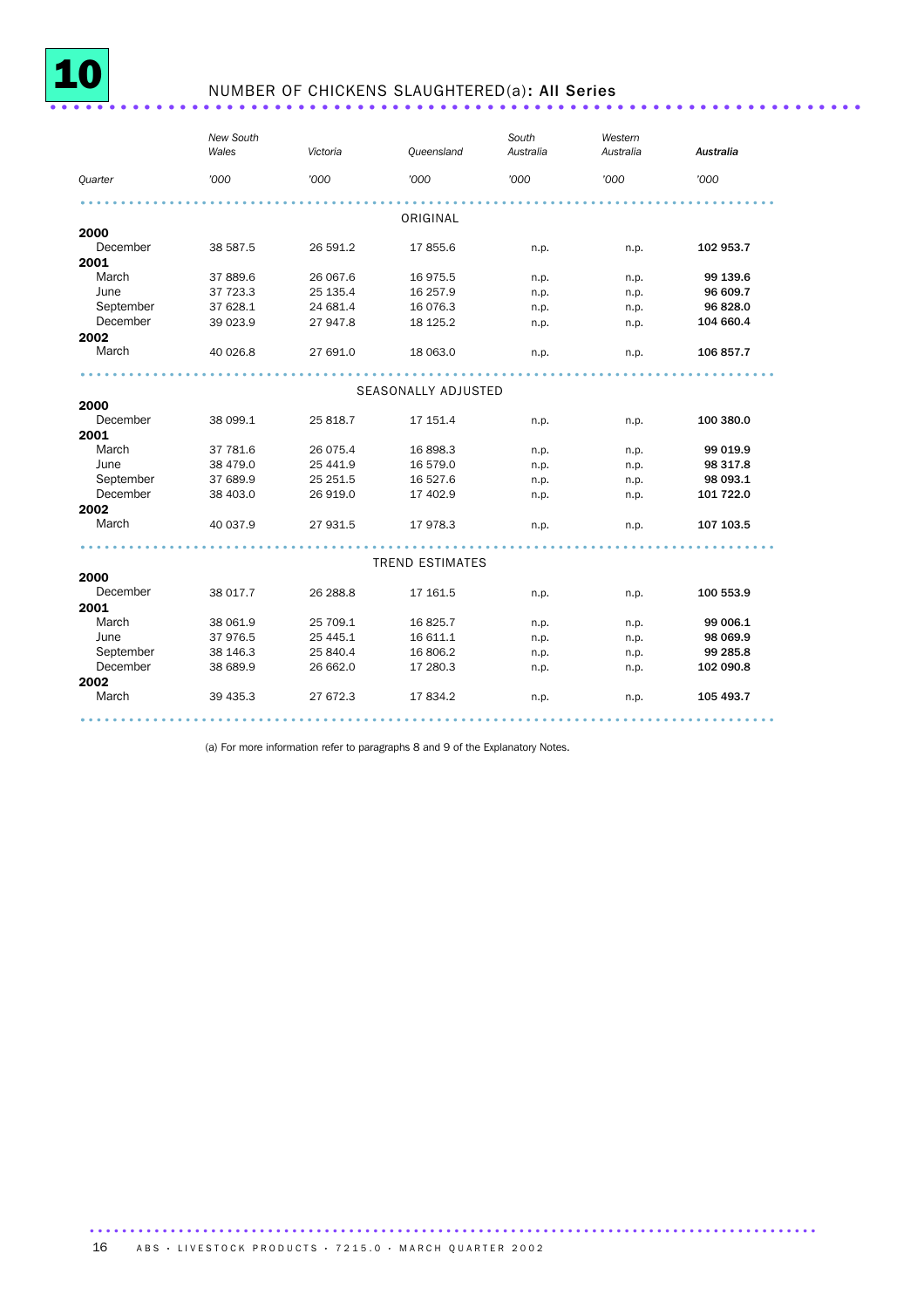# 10 NUMBER OF CHICKENS SLAUGHTERED(a): All Series

| Quarter | New South Wales '000 | Victoria '000 | Queensland '000 | South Australia '000 | Western Australia '000 | Australia '000 |
|---|---|---|---|---|---|---|
| | | | ORIGINAL | | | |
| **2000** | | | | | | |
| December | 38 587.5 | 26 591.2 | 17 855.6 | n.p. | n.p. | **102 953.7** |
| **2001** | | | | | | |
| March | 37 889.6 | 26 067.6 | 16 975.5 | n.p. | n.p. | **99 139.6** |
| June | 37 723.3 | 25 135.4 | 16 257.9 | n.p. | n.p. | **96 609.7** |
| September | 37 628.1 | 24 681.4 | 16 076.3 | n.p. | n.p. | **96 828.0** |
| December | 39 023.9 | 27 947.8 | 18 125.2 | n.p. | n.p. | **104 660.4** |
| **2002** | | | | | | |
| March | 40 026.8 | 27 691.0 | 18 063.0 | n.p. | n.p. | **106 857.7** |
| | | | SEASONALLY ADJUSTED | | | |
| **2000** | | | | | | |
| December | 38 099.1 | 25 818.7 | 17 151.4 | n.p. | n.p. | **100 380.0** |
| **2001** | | | | | | |
| March | 37 781.6 | 26 075.4 | 16 898.3 | n.p. | n.p. | **99 019.9** |
| June | 38 479.0 | 25 441.9 | 16 579.0 | n.p. | n.p. | **98 317.8** |
| September | 37 689.9 | 25 251.5 | 16 527.6 | n.p. | n.p. | **98 093.1** |
| December | 38 403.0 | 26 919.0 | 17 402.9 | n.p. | n.p. | **101 722.0** |
| **2002** | | | | | | |
| March | 40 037.9 | 27 931.5 | 17 978.3 | n.p. | n.p. | **107 103.5** |
| | | | TREND ESTIMATES | | | |
| **2000** | | | | | | |
| December | 38 017.7 | 26 288.8 | 17 161.5 | n.p. | n.p. | **100 553.9** |
| **2001** | | | | | | |
| March | 38 061.9 | 25 709.1 | 16 825.7 | n.p. | n.p. | **99 006.1** |
| June | 37 976.5 | 25 445.1 | 16 611.1 | n.p. | n.p. | **98 069.9** |
| September | 38 146.3 | 25 840.4 | 16 806.2 | n.p. | n.p. | **99 285.8** |
| December | 38 689.9 | 26 662.0 | 17 280.3 | n.p. | n.p. | **102 090.8** |
| **2002** | | | | | | |
| March | 39 435.3 | 27 672.3 | 17 834.2 | n.p. | n.p. | **105 493.7** |

(a) For more information refer to paragraphs 8 and 9 of the Explanatory Notes.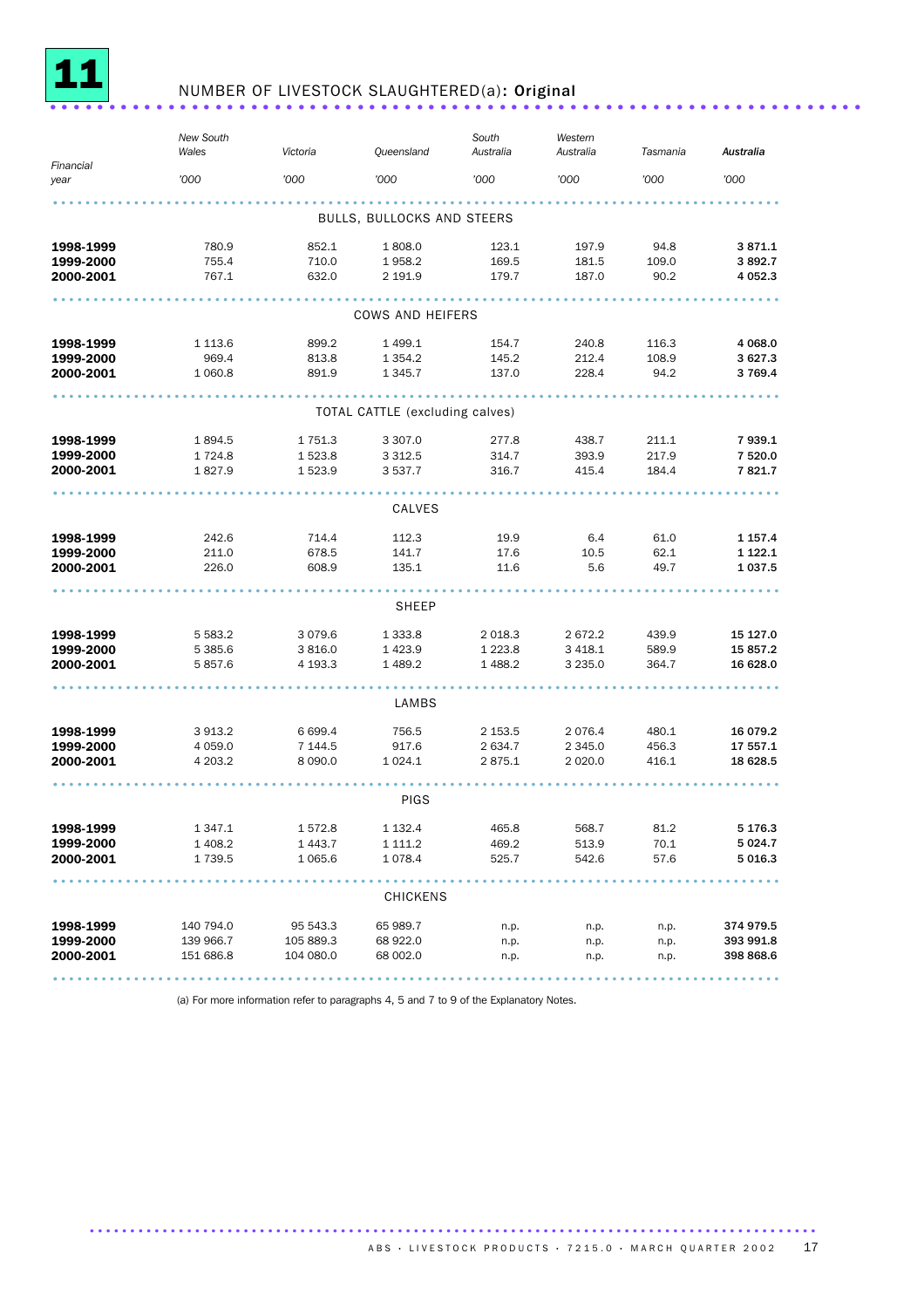# 11 NUMBER OF LIVESTOCK SLAUGHTERED(a): Original

| Financial year | New South Wales '000 | Victoria '000 | Queensland '000 | South Australia '000 | Western Australia '000 | Tasmania '000 | **Australia '000** |
|---|---|---|---|---|---|---|---|
| | | | BULLS, BULLOCKS AND STEERS | | | | |
| **1998-1999** | 780.9 | 852.1 | 1 808.0 | 123.1 | 197.9 | 94.8 | **3 871.1** |
| **1999-2000** | 755.4 | 710.0 | 1 958.2 | 169.5 | 181.5 | 109.0 | **3 892.7** |
| **2000-2001** | 767.1 | 632.0 | 2 191.9 | 179.7 | 187.0 | 90.2 | **4 052.3** |
| | | | COWS AND HEIFERS | | | | |
| **1998-1999** | 1 113.6 | 899.2 | 1 499.1 | 154.7 | 240.8 | 116.3 | **4 068.0** |
| **1999-2000** | 969.4 | 813.8 | 1 354.2 | 145.2 | 212.4 | 108.9 | **3 627.3** |
| **2000-2001** | 1 060.8 | 891.9 | 1 345.7 | 137.0 | 228.4 | 94.2 | **3 769.4** |
| | | | TOTAL CATTLE (excluding calves) | | | | |
| **1998-1999** | 1 894.5 | 1 751.3 | 3 307.0 | 277.8 | 438.7 | 211.1 | **7 939.1** |
| **1999-2000** | 1 724.8 | 1 523.8 | 3 312.5 | 314.7 | 393.9 | 217.9 | **7 520.0** |
| **2000-2001** | 1 827.9 | 1 523.9 | 3 537.7 | 316.7 | 415.4 | 184.4 | **7 821.7** |
| | | | CALVES | | | | |
| **1998-1999** | 242.6 | 714.4 | 112.3 | 19.9 | 6.4 | 61.0 | **1 157.4** |
| **1999-2000** | 211.0 | 678.5 | 141.7 | 17.6 | 10.5 | 62.1 | **1 122.1** |
| **2000-2001** | 226.0 | 608.9 | 135.1 | 11.6 | 5.6 | 49.7 | **1 037.5** |
| | | | SHEEP | | | | |
| **1998-1999** | 5 583.2 | 3 079.6 | 1 333.8 | 2 018.3 | 2 672.2 | 439.9 | **15 127.0** |
| **1999-2000** | 5 385.6 | 3 816.0 | 1 423.9 | 1 223.8 | 3 418.1 | 589.9 | **15 857.2** |
| **2000-2001** | 5 857.6 | 4 193.3 | 1 489.2 | 1 488.2 | 3 235.0 | 364.7 | **16 628.0** |
| | | | LAMBS | | | | |
| **1998-1999** | 3 913.2 | 6 699.4 | 756.5 | 2 153.5 | 2 076.4 | 480.1 | **16 079.2** |
| **1999-2000** | 4 059.0 | 7 144.5 | 917.6 | 2 634.7 | 2 345.0 | 456.3 | **17 557.1** |
| **2000-2001** | 4 203.2 | 8 090.0 | 1 024.1 | 2 875.1 | 2 020.0 | 416.1 | **18 628.5** |
| | | | PIGS | | | | |
| **1998-1999** | 1 347.1 | 1 572.8 | 1 132.4 | 465.8 | 568.7 | 81.2 | **5 176.3** |
| **1999-2000** | 1 408.2 | 1 443.7 | 1 111.2 | 469.2 | 513.9 | 70.1 | **5 024.7** |
| **2000-2001** | 1 739.5 | 1 065.6 | 1 078.4 | 525.7 | 542.6 | 57.6 | **5 016.3** |
| | | | CHICKENS | | | | |
| **1998-1999** | 140 794.0 | 95 543.3 | 65 989.7 | n.p. | n.p. | n.p. | **374 979.5** |
| **1999-2000** | 139 966.7 | 105 889.3 | 68 922.0 | n.p. | n.p. | n.p. | **393 991.8** |
| **2000-2001** | 151 686.8 | 104 080.0 | 68 002.0 | n.p. | n.p. | n.p. | **398 868.6** |

(a) For more information refer to paragraphs 4, 5 and 7 to 9 of the Explanatory Notes.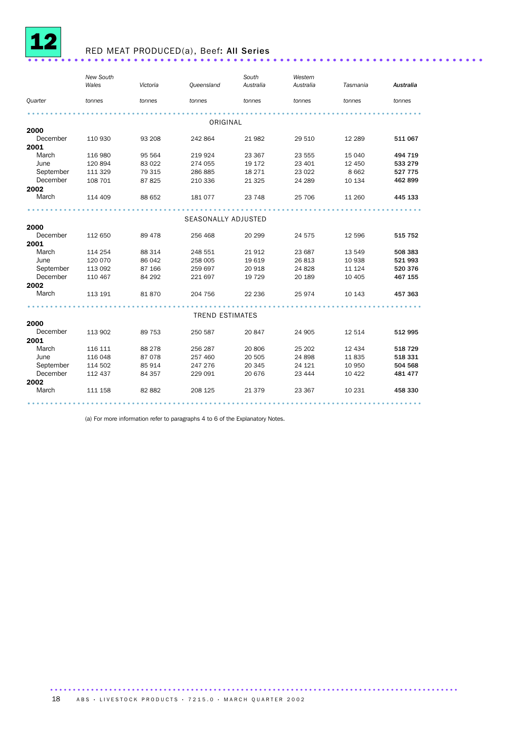## 12 RED MEAT PRODUCED(a), Beef: All Series

| Quarter | New South Wales | Victoria | Queensland | South Australia | Western Australia | Tasmania | **Australia** |
|---|---|---|---|---|---|---|---|
| | tonnes | tonnes | tonnes | tonnes | tonnes | tonnes | tonnes |
| | | | ORIGINAL | | | | |
| **2000** | | | | | | | |
| December | 110 930 | 93 208 | 242 864 | 21 982 | 29 510 | 12 289 | **511 067** |
| **2001** | | | | | | | |
| March | 116 980 | 95 564 | 219 924 | 23 367 | 23 555 | 15 040 | **494 719** |
| June | 120 894 | 83 022 | 274 055 | 19 172 | 23 401 | 12 450 | **533 279** |
| September | 111 329 | 79 315 | 286 885 | 18 271 | 23 022 | 8 662 | **527 775** |
| December | 108 701 | 87 825 | 210 336 | 21 325 | 24 289 | 10 134 | **462 899** |
| **2002** | | | | | | | |
| March | 114 409 | 88 652 | 181 077 | 23 748 | 25 706 | 11 260 | **445 133** |
| | | | SEASONALLY ADJUSTED | | | | |
| **2000** | | | | | | | |
| December | 112 650 | 89 478 | 256 468 | 20 299 | 24 575 | 12 596 | **515 752** |
| **2001** | | | | | | | |
| March | 114 254 | 88 314 | 248 551 | 21 912 | 23 687 | 13 549 | **508 383** |
| June | 120 070 | 86 042 | 258 005 | 19 619 | 26 813 | 10 938 | **521 993** |
| September | 113 092 | 87 166 | 259 697 | 20 918 | 24 828 | 11 124 | **520 376** |
| December | 110 467 | 84 292 | 221 697 | 19 729 | 20 189 | 10 405 | **467 155** |
| **2002** | | | | | | | |
| March | 113 191 | 81 870 | 204 756 | 22 236 | 25 974 | 10 143 | **457 363** |
| | | | TREND ESTIMATES | | | | |
| **2000** | | | | | | | |
| December | 113 902 | 89 753 | 250 587 | 20 847 | 24 905 | 12 514 | **512 995** |
| **2001** | | | | | | | |
| March | 116 111 | 88 278 | 256 287 | 20 806 | 25 202 | 12 434 | **518 729** |
| June | 116 048 | 87 078 | 257 460 | 20 505 | 24 898 | 11 835 | **518 331** |
| September | 114 502 | 85 914 | 247 276 | 20 345 | 24 121 | 10 950 | **504 568** |
| December | 112 437 | 84 357 | 229 091 | 20 676 | 23 444 | 10 422 | **481 477** |
| **2002** | | | | | | | |
| March | 111 158 | 82 882 | 208 125 | 21 379 | 23 367 | 10 231 | **458 330** |

(a) For more information refer to paragraphs 4 to 6 of the Explanatory Notes.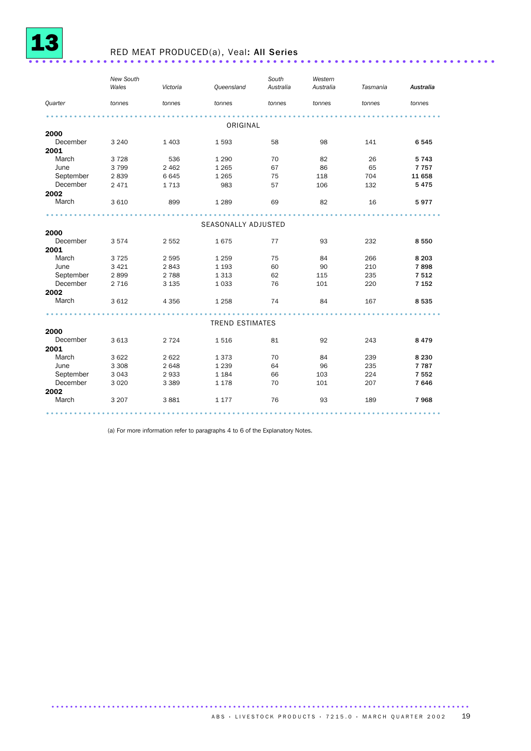# 13 RED MEAT PRODUCED(a), Veal: All Series

| Quarter | New South Wales | Victoria | Queensland | South Australia | Western Australia | Tasmania | *Australia* |
|---|---|---|---|---|---|---|---|
| | tonnes | tonnes | tonnes | tonnes | tonnes | tonnes | tonnes |
| ORIGINAL | | | | | | | |
| **2000** | | | | | | | |
| December | 3 240 | 1 403 | 1 593 | 58 | 98 | 141 | **6 545** |
| **2001** | | | | | | | |
| March | 3 728 | 536 | 1 290 | 70 | 82 | 26 | **5 743** |
| June | 3 799 | 2 462 | 1 265 | 67 | 86 | 65 | **7 757** |
| September | 2 839 | 6 645 | 1 265 | 75 | 118 | 704 | **11 658** |
| December | 2 471 | 1 713 | 983 | 57 | 106 | 132 | **5 475** |
| **2002** | | | | | | | |
| March | 3 610 | 899 | 1 289 | 69 | 82 | 16 | **5 977** |
| SEASONALLY ADJUSTED | | | | | | | |
| **2000** | | | | | | | |
| December | 3 574 | 2 552 | 1 675 | 77 | 93 | 232 | **8 550** |
| **2001** | | | | | | | |
| March | 3 725 | 2 595 | 1 259 | 75 | 84 | 266 | **8 203** |
| June | 3 421 | 2 843 | 1 193 | 60 | 90 | 210 | **7 898** |
| September | 2 899 | 2 788 | 1 313 | 62 | 115 | 235 | **7 512** |
| December | 2 716 | 3 135 | 1 033 | 76 | 101 | 220 | **7 152** |
| **2002** | | | | | | | |
| March | 3 612 | 4 356 | 1 258 | 74 | 84 | 167 | **8 535** |
| TREND ESTIMATES | | | | | | | |
| **2000** | | | | | | | |
| December | 3 613 | 2 724 | 1 516 | 81 | 92 | 243 | **8 479** |
| **2001** | | | | | | | |
| March | 3 622 | 2 622 | 1 373 | 70 | 84 | 239 | **8 230** |
| June | 3 308 | 2 648 | 1 239 | 64 | 96 | 235 | **7 787** |
| September | 3 043 | 2 933 | 1 184 | 66 | 103 | 224 | **7 552** |
| December | 3 020 | 3 389 | 1 178 | 70 | 101 | 207 | **7 646** |
| **2002** | | | | | | | |
| March | 3 207 | 3 881 | 1 177 | 76 | 93 | 189 | **7 968** |

(a) For more information refer to paragraphs 4 to 6 of the Explanatory Notes.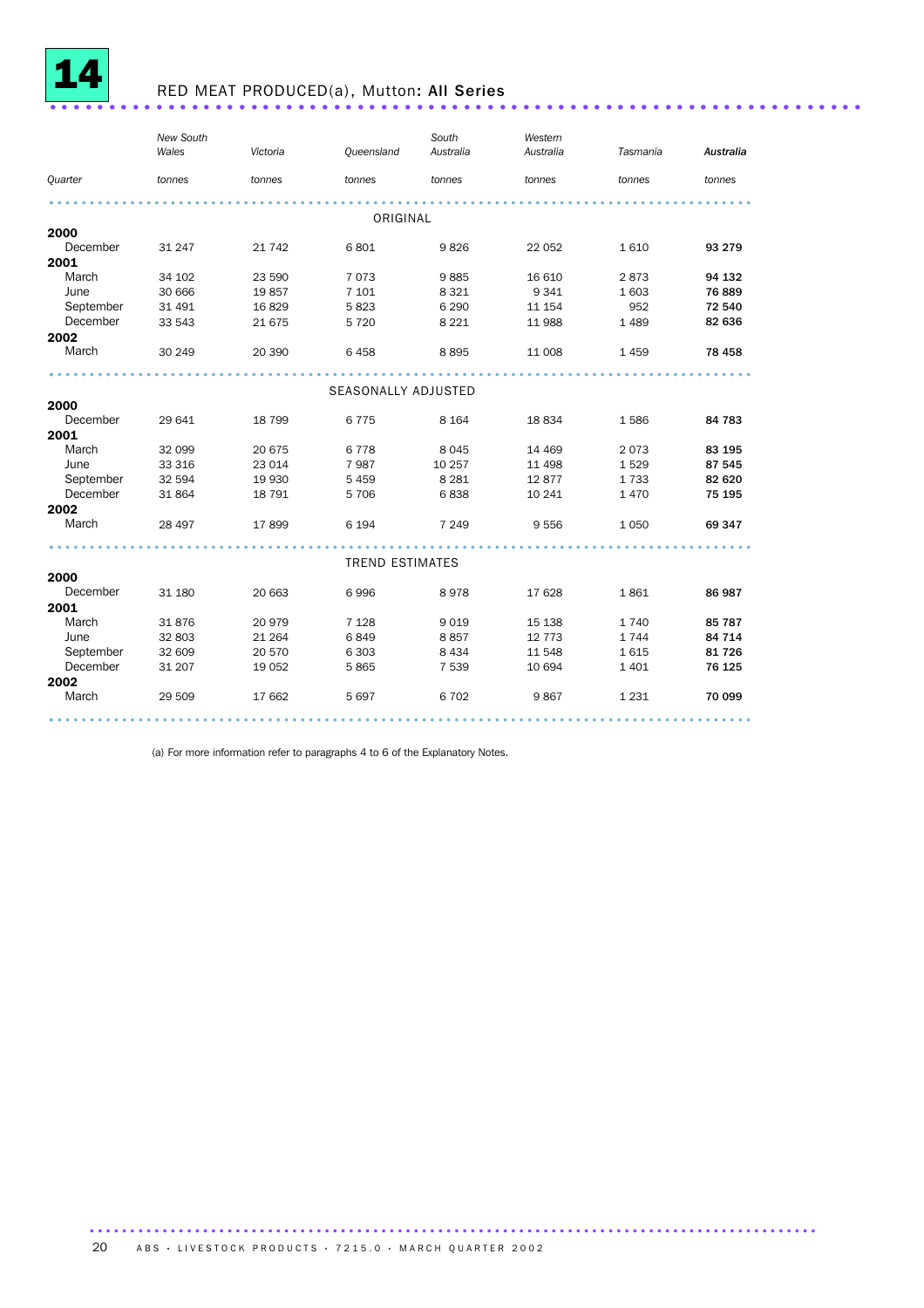# 14 RED MEAT PRODUCED(a), Mutton: **All Series**

| Quarter | New South Wales | Victoria | Queensland | South Australia | Western Australia | Tasmania | ***Australia*** |
|---|---|---|---|---|---|---|---|
| | tonnes | tonnes | tonnes | tonnes | tonnes | tonnes | tonnes |
| | | | | **ORIGINAL** | | | |
| **2000** | | | | | | | |
| December | 31 247 | 21 742 | 6 801 | 9 826 | 22 052 | 1 610 | **93 279** |
| **2001** | | | | | | | |
| March | 34 102 | 23 590 | 7 073 | 9 885 | 16 610 | 2 873 | **94 132** |
| June | 30 666 | 19 857 | 7 101 | 8 321 | 9 341 | 1 603 | **76 889** |
| September | 31 491 | 16 829 | 5 823 | 6 290 | 11 154 | 952 | **72 540** |
| December | 33 543 | 21 675 | 5 720 | 8 221 | 11 988 | 1 489 | **82 636** |
| **2002** | | | | | | | |
| March | 30 249 | 20 390 | 6 458 | 8 895 | 11 008 | 1 459 | **78 458** |
| | | | | **SEASONALLY ADJUSTED** | | | |
| **2000** | | | | | | | |
| December | 29 641 | 18 799 | 6 775 | 8 164 | 18 834 | 1 586 | **84 783** |
| **2001** | | | | | | | |
| March | 32 099 | 20 675 | 6 778 | 8 045 | 14 469 | 2 073 | **83 195** |
| June | 33 316 | 23 014 | 7 987 | 10 257 | 11 498 | 1 529 | **87 545** |
| September | 32 594 | 19 930 | 5 459 | 8 281 | 12 877 | 1 733 | **82 620** |
| December | 31 864 | 18 791 | 5 706 | 6 838 | 10 241 | 1 470 | **75 195** |
| **2002** | | | | | | | |
| March | 28 497 | 17 899 | 6 194 | 7 249 | 9 556 | 1 050 | **69 347** |
| | | | | **TREND ESTIMATES** | | | |
| **2000** | | | | | | | |
| December | 31 180 | 20 663 | 6 996 | 8 978 | 17 628 | 1 861 | **86 987** |
| **2001** | | | | | | | |
| March | 31 876 | 20 979 | 7 128 | 9 019 | 15 138 | 1 740 | **85 787** |
| June | 32 803 | 21 264 | 6 849 | 8 857 | 12 773 | 1 744 | **84 714** |
| September | 32 609 | 20 570 | 6 303 | 8 434 | 11 548 | 1 615 | **81 726** |
| December | 31 207 | 19 052 | 5 865 | 7 539 | 10 694 | 1 401 | **76 125** |
| **2002** | | | | | | | |
| March | 29 509 | 17 662 | 5 697 | 6 702 | 9 867 | 1 231 | **70 099** |

(a) For more information refer to paragraphs 4 to 6 of the Explanatory Notes.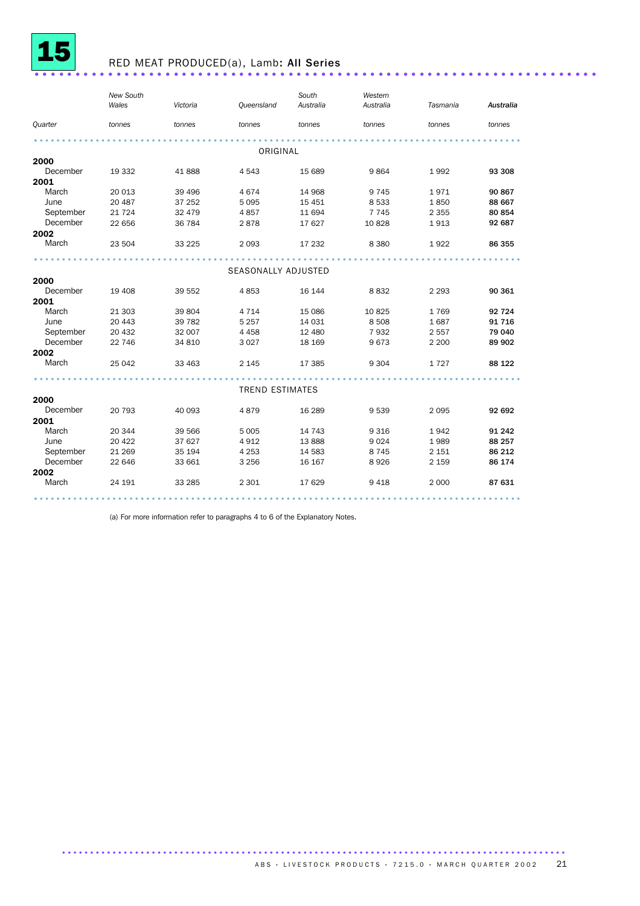# 15 RED MEAT PRODUCED(a), Lamb: All Series

| Quarter | New South Wales | Victoria | Queensland | South Australia | Western Australia | Tasmania | Australia |
|---|---|---|---|---|---|---|---|
| | tonnes | tonnes | tonnes | tonnes | tonnes | tonnes | tonnes |
| **ORIGINAL** | | | | | | | |
| **2000** | | | | | | | |
| December | 19 332 | 41 888 | 4 543 | 15 689 | 9 864 | 1 992 | **93 308** |
| **2001** | | | | | | | |
| March | 20 013 | 39 496 | 4 674 | 14 968 | 9 745 | 1 971 | **90 867** |
| June | 20 487 | 37 252 | 5 095 | 15 451 | 8 533 | 1 850 | **88 667** |
| September | 21 724 | 32 479 | 4 857 | 11 694 | 7 745 | 2 355 | **80 854** |
| December | 22 656 | 36 784 | 2 878 | 17 627 | 10 828 | 1 913 | **92 687** |
| **2002** | | | | | | | |
| March | 23 504 | 33 225 | 2 093 | 17 232 | 8 380 | 1 922 | **86 355** |
| **SEASONALLY ADJUSTED** | | | | | | | |
| **2000** | | | | | | | |
| December | 19 408 | 39 552 | 4 853 | 16 144 | 8 832 | 2 293 | **90 361** |
| **2001** | | | | | | | |
| March | 21 303 | 39 804 | 4 714 | 15 086 | 10 825 | 1 769 | **92 724** |
| June | 20 443 | 39 782 | 5 257 | 14 031 | 8 508 | 1 687 | **91 716** |
| September | 20 432 | 32 007 | 4 458 | 12 480 | 7 932 | 2 557 | **79 040** |
| December | 22 746 | 34 810 | 3 027 | 18 169 | 9 673 | 2 200 | **89 902** |
| **2002** | | | | | | | |
| March | 25 042 | 33 463 | 2 145 | 17 385 | 9 304 | 1 727 | **88 122** |
| **TREND ESTIMATES** | | | | | | | |
| **2000** | | | | | | | |
| December | 20 793 | 40 093 | 4 879 | 16 289 | 9 539 | 2 095 | **92 692** |
| **2001** | | | | | | | |
| March | 20 344 | 39 566 | 5 005 | 14 743 | 9 316 | 1 942 | **91 242** |
| June | 20 422 | 37 627 | 4 912 | 13 888 | 9 024 | 1 989 | **88 257** |
| September | 21 269 | 35 194 | 4 253 | 14 583 | 8 745 | 2 151 | **86 212** |
| December | 22 646 | 33 661 | 3 256 | 16 167 | 8 926 | 2 159 | **86 174** |
| **2002** | | | | | | | |
| March | 24 191 | 33 285 | 2 301 | 17 629 | 9 418 | 2 000 | **87 631** |

(a) For more information refer to paragraphs 4 to 6 of the Explanatory Notes.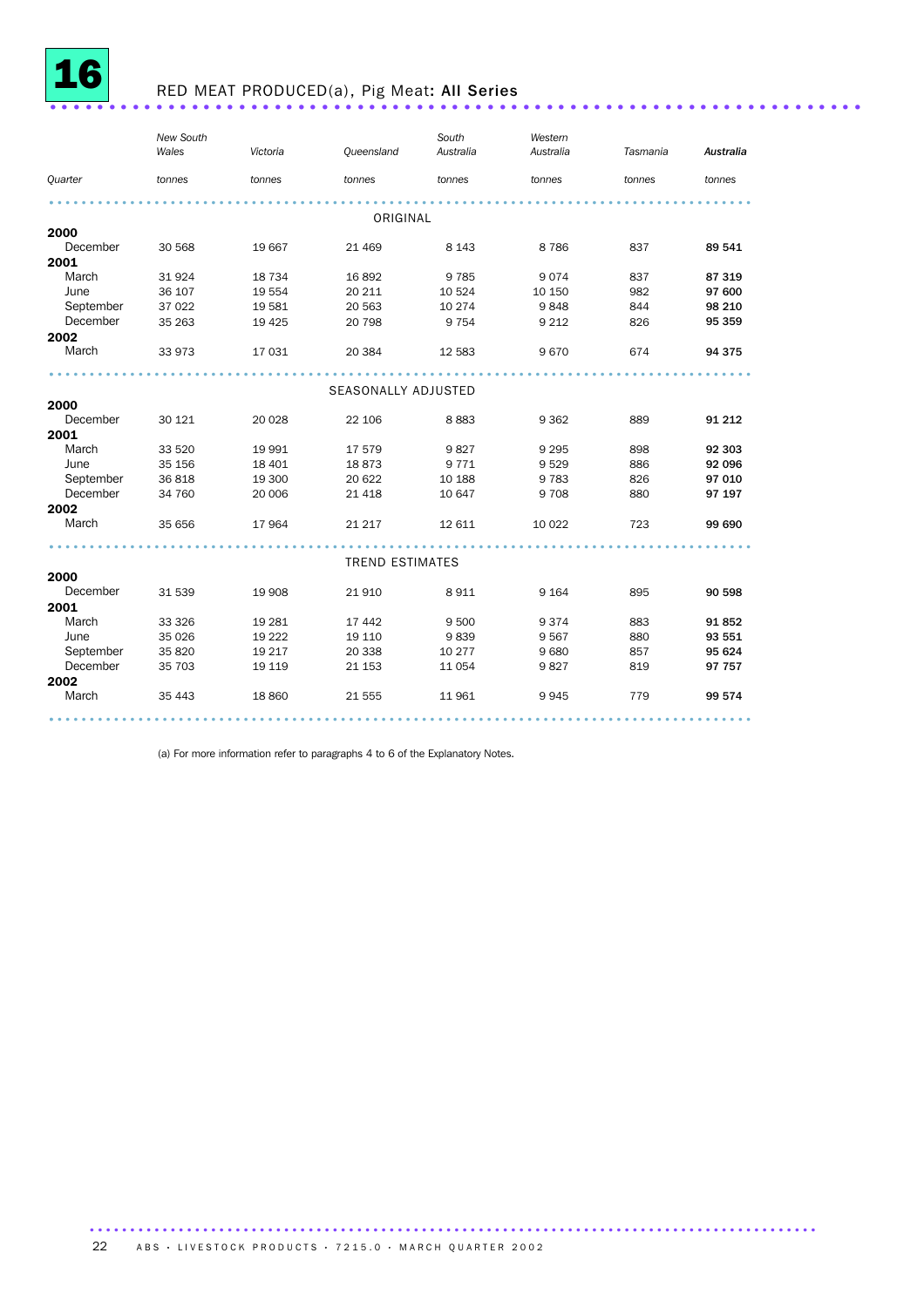# 16 RED MEAT PRODUCED(a), Pig Meat: All Series

| Quarter | New South Wales | Victoria | Queensland | South Australia | Western Australia | Tasmania | Australia |
|---|---|---|---|---|---|---|---|
| | tonnes | tonnes | tonnes | tonnes | tonnes | tonnes | tonnes |
| **ORIGINAL** | | | | | | | |
| **2000** | | | | | | | |
| December | 30 568 | 19 667 | 21 469 | 8 143 | 8 786 | 837 | **89 541** |
| **2001** | | | | | | | |
| March | 31 924 | 18 734 | 16 892 | 9 785 | 9 074 | 837 | **87 319** |
| June | 36 107 | 19 554 | 20 211 | 10 524 | 10 150 | 982 | **97 600** |
| September | 37 022 | 19 581 | 20 563 | 10 274 | 9 848 | 844 | **98 210** |
| December | 35 263 | 19 425 | 20 798 | 9 754 | 9 212 | 826 | **95 359** |
| **2002** | | | | | | | |
| March | 33 973 | 17 031 | 20 384 | 12 583 | 9 670 | 674 | **94 375** |
| **SEASONALLY ADJUSTED** | | | | | | | |
| **2000** | | | | | | | |
| December | 30 121 | 20 028 | 22 106 | 8 883 | 9 362 | 889 | **91 212** |
| **2001** | | | | | | | |
| March | 33 520 | 19 991 | 17 579 | 9 827 | 9 295 | 898 | **92 303** |
| June | 35 156 | 18 401 | 18 873 | 9 771 | 9 529 | 886 | **92 096** |
| September | 36 818 | 19 300 | 20 622 | 10 188 | 9 783 | 826 | **97 010** |
| December | 34 760 | 20 006 | 21 418 | 10 647 | 9 708 | 880 | **97 197** |
| **2002** | | | | | | | |
| March | 35 656 | 17 964 | 21 217 | 12 611 | 10 022 | 723 | **99 690** |
| **TREND ESTIMATES** | | | | | | | |
| **2000** | | | | | | | |
| December | 31 539 | 19 908 | 21 910 | 8 911 | 9 164 | 895 | **90 598** |
| **2001** | | | | | | | |
| March | 33 326 | 19 281 | 17 442 | 9 500 | 9 374 | 883 | **91 852** |
| June | 35 026 | 19 222 | 19 110 | 9 839 | 9 567 | 880 | **93 551** |
| September | 35 820 | 19 217 | 20 338 | 10 277 | 9 680 | 857 | **95 624** |
| December | 35 703 | 19 119 | 21 153 | 11 054 | 9 827 | 819 | **97 757** |
| **2002** | | | | | | | |
| March | 35 443 | 18 860 | 21 555 | 11 961 | 9 945 | 779 | **99 574** |

(a) For more information refer to paragraphs 4 to 6 of the Explanatory Notes.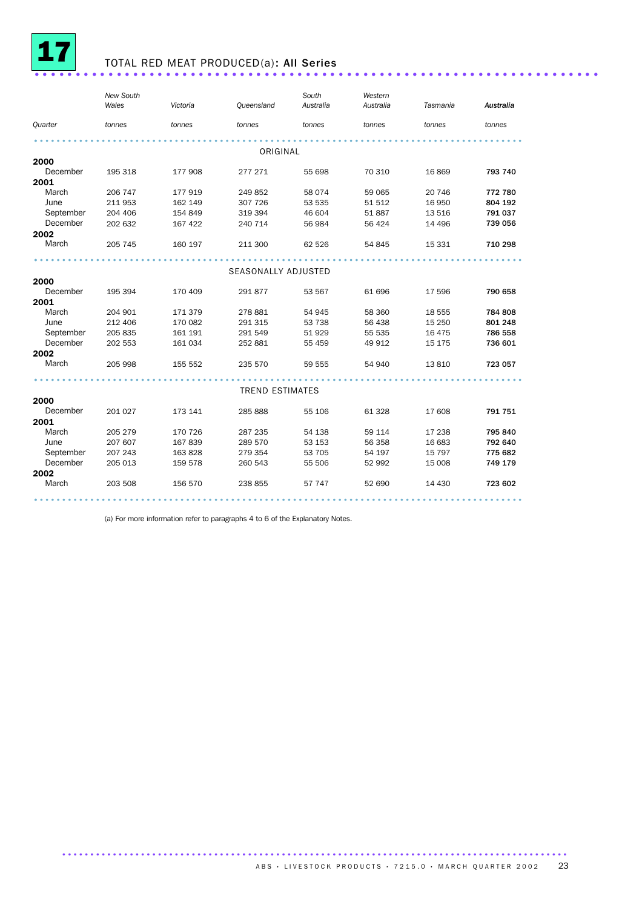# 17 TOTAL RED MEAT PRODUCED(a): All Series

| Quarter | New South Wales | Victoria | Queensland | South Australia | Western Australia | Tasmania | **Australia** |
|---|---|---|---|---|---|---|---|
| | tonnes | tonnes | tonnes | tonnes | tonnes | tonnes | tonnes |
| | | | ORIGINAL | | | | |
| **2000** | | | | | | | |
| December | 195 318 | 177 908 | 277 271 | 55 698 | 70 310 | 16 869 | **793 740** |
| **2001** | | | | | | | |
| March | 206 747 | 177 919 | 249 852 | 58 074 | 59 065 | 20 746 | **772 780** |
| June | 211 953 | 162 149 | 307 726 | 53 535 | 51 512 | 16 950 | **804 192** |
| September | 204 406 | 154 849 | 319 394 | 46 604 | 51 887 | 13 516 | **791 037** |
| December | 202 632 | 167 422 | 240 714 | 56 984 | 56 424 | 14 496 | **739 056** |
| **2002** | | | | | | | |
| March | 205 745 | 160 197 | 211 300 | 62 526 | 54 845 | 15 331 | **710 298** |
| | | | SEASONALLY ADJUSTED | | | | |
| **2000** | | | | | | | |
| December | 195 394 | 170 409 | 291 877 | 53 567 | 61 696 | 17 596 | **790 658** |
| **2001** | | | | | | | |
| March | 204 901 | 171 379 | 278 881 | 54 945 | 58 360 | 18 555 | **784 808** |
| June | 212 406 | 170 082 | 291 315 | 53 738 | 56 438 | 15 250 | **801 248** |
| September | 205 835 | 161 191 | 291 549 | 51 929 | 55 535 | 16 475 | **786 558** |
| December | 202 553 | 161 034 | 252 881 | 55 459 | 49 912 | 15 175 | **736 601** |
| **2002** | | | | | | | |
| March | 205 998 | 155 552 | 235 570 | 59 555 | 54 940 | 13 810 | **723 057** |
| | | | TREND ESTIMATES | | | | |
| **2000** | | | | | | | |
| December | 201 027 | 173 141 | 285 888 | 55 106 | 61 328 | 17 608 | **791 751** |
| **2001** | | | | | | | |
| March | 205 279 | 170 726 | 287 235 | 54 138 | 59 114 | 17 238 | **795 840** |
| June | 207 607 | 167 839 | 289 570 | 53 153 | 56 358 | 16 683 | **792 640** |
| September | 207 243 | 163 828 | 279 354 | 53 705 | 54 197 | 15 797 | **775 682** |
| December | 205 013 | 159 578 | 260 543 | 55 506 | 52 992 | 15 008 | **749 179** |
| **2002** | | | | | | | |
| March | 203 508 | 156 570 | 238 855 | 57 747 | 52 690 | 14 430 | **723 602** |

(a) For more information refer to paragraphs 4 to 6 of the Explanatory Notes.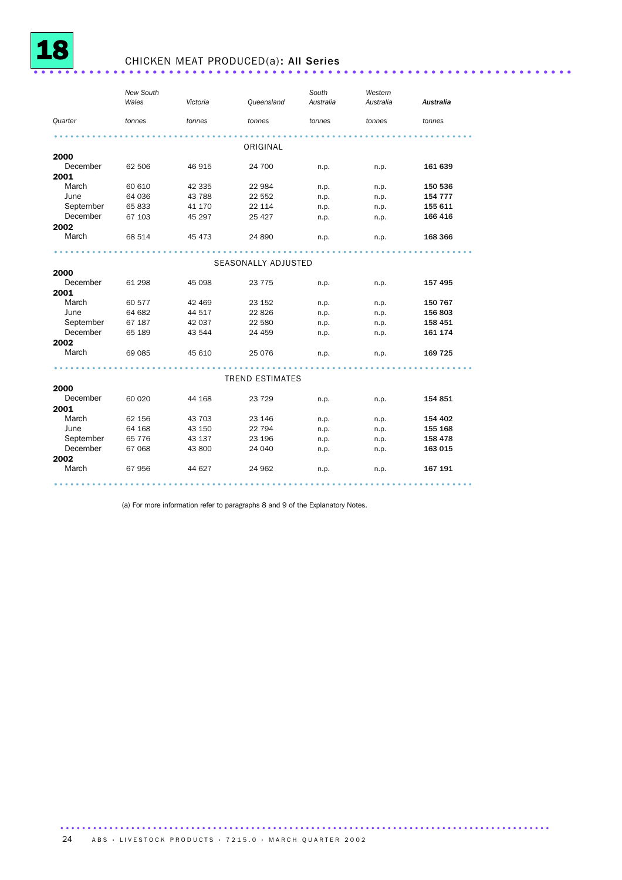# 18 CHICKEN MEAT PRODUCED(a): All Series

| Quarter | New South Wales (tonnes) | Victoria (tonnes) | Queensland (tonnes) | South Australia (tonnes) | Western Australia (tonnes) | Australia (tonnes) |
|---|---|---|---|---|---|---|
| **ORIGINAL** | | | | | | |
| **2000** | | | | | | |
| December | 62 506 | 46 915 | 24 700 | n.p. | n.p. | **161 639** |
| **2001** | | | | | | |
| March | 60 610 | 42 335 | 22 984 | n.p. | n.p. | **150 536** |
| June | 64 036 | 43 788 | 22 552 | n.p. | n.p. | **154 777** |
| September | 65 833 | 41 170 | 22 114 | n.p. | n.p. | **155 611** |
| December | 67 103 | 45 297 | 25 427 | n.p. | n.p. | **166 416** |
| **2002** | | | | | | |
| March | 68 514 | 45 473 | 24 890 | n.p. | n.p. | **168 366** |
| **SEASONALLY ADJUSTED** | | | | | | |
| **2000** | | | | | | |
| December | 61 298 | 45 098 | 23 775 | n.p. | n.p. | **157 495** |
| **2001** | | | | | | |
| March | 60 577 | 42 469 | 23 152 | n.p. | n.p. | **150 767** |
| June | 64 682 | 44 517 | 22 826 | n.p. | n.p. | **156 803** |
| September | 67 187 | 42 037 | 22 580 | n.p. | n.p. | **158 451** |
| December | 65 189 | 43 544 | 24 459 | n.p. | n.p. | **161 174** |
| **2002** | | | | | | |
| March | 69 085 | 45 610 | 25 076 | n.p. | n.p. | **169 725** |
| **TREND ESTIMATES** | | | | | | |
| **2000** | | | | | | |
| December | 60 020 | 44 168 | 23 729 | n.p. | n.p. | **154 851** |
| **2001** | | | | | | |
| March | 62 156 | 43 703 | 23 146 | n.p. | n.p. | **154 402** |
| June | 64 168 | 43 150 | 22 794 | n.p. | n.p. | **155 168** |
| September | 65 776 | 43 137 | 23 196 | n.p. | n.p. | **158 478** |
| December | 67 068 | 43 800 | 24 040 | n.p. | n.p. | **163 015** |
| **2002** | | | | | | |
| March | 67 956 | 44 627 | 24 962 | n.p. | n.p. | **167 191** |

(a) For more information refer to paragraphs 8 and 9 of the Explanatory Notes.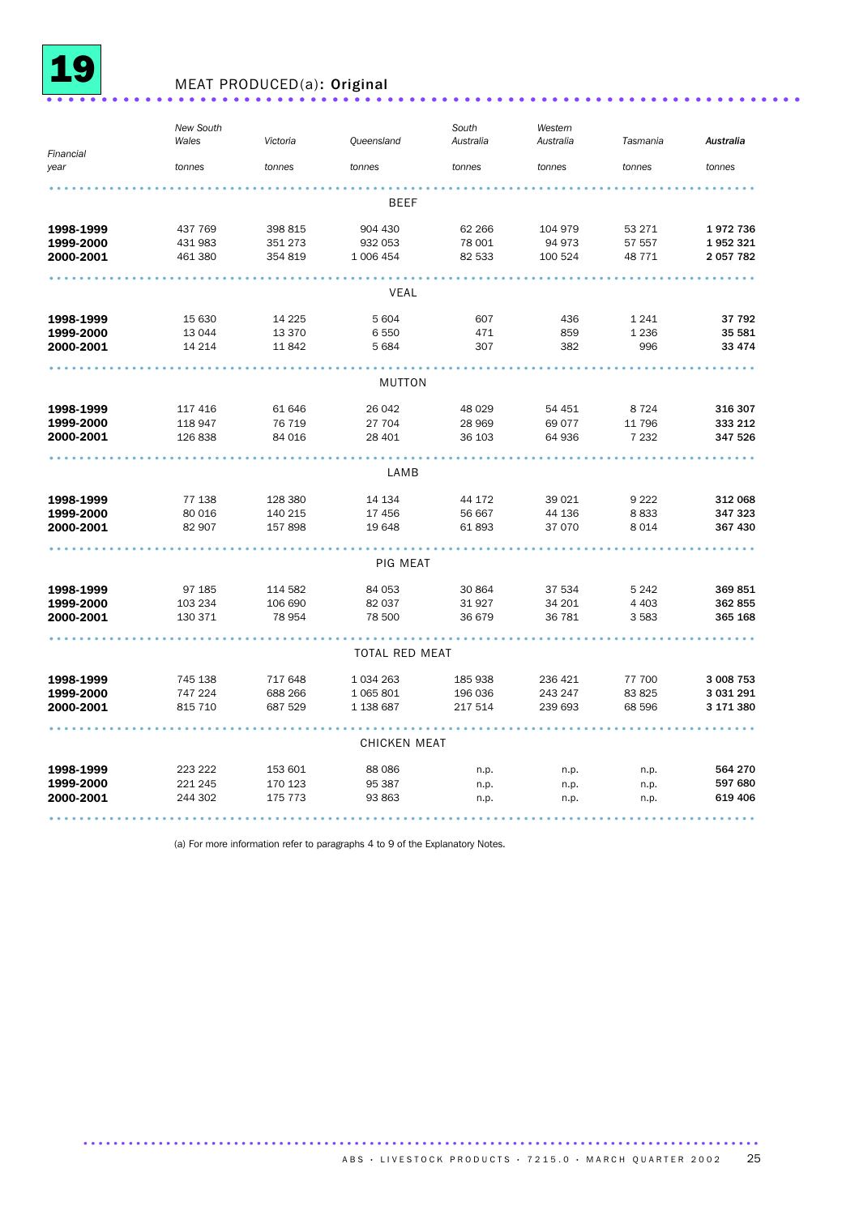# 19 MEAT PRODUCED(a): Original

| Financial year | New South Wales tonnes | Victoria tonnes | Queensland tonnes | South Australia tonnes | Western Australia tonnes | Tasmania tonnes | *Australia* tonnes |
|---|---|---|---|---|---|---|---|
| | | | **BEEF** | | | | |
| **1998-1999** | 437 769 | 398 815 | 904 430 | 62 266 | 104 979 | 53 271 | **1 972 736** |
| **1999-2000** | 431 983 | 351 273 | 932 053 | 78 001 | 94 973 | 57 557 | **1 952 321** |
| **2000-2001** | 461 380 | 354 819 | 1 006 454 | 82 533 | 100 524 | 48 771 | **2 057 782** |
| | | | **VEAL** | | | | |
| **1998-1999** | 15 630 | 14 225 | 5 604 | 607 | 436 | 1 241 | **37 792** |
| **1999-2000** | 13 044 | 13 370 | 6 550 | 471 | 859 | 1 236 | **35 581** |
| **2000-2001** | 14 214 | 11 842 | 5 684 | 307 | 382 | 996 | **33 474** |
| | | | **MUTTON** | | | | |
| **1998-1999** | 117 416 | 61 646 | 26 042 | 48 029 | 54 451 | 8 724 | **316 307** |
| **1999-2000** | 118 947 | 76 719 | 27 704 | 28 969 | 69 077 | 11 796 | **333 212** |
| **2000-2001** | 126 838 | 84 016 | 28 401 | 36 103 | 64 936 | 7 232 | **347 526** |
| | | | **LAMB** | | | | |
| **1998-1999** | 77 138 | 128 380 | 14 134 | 44 172 | 39 021 | 9 222 | **312 068** |
| **1999-2000** | 80 016 | 140 215 | 17 456 | 56 667 | 44 136 | 8 833 | **347 323** |
| **2000-2001** | 82 907 | 157 898 | 19 648 | 61 893 | 37 070 | 8 014 | **367 430** |
| | | | **PIG MEAT** | | | | |
| **1998-1999** | 97 185 | 114 582 | 84 053 | 30 864 | 37 534 | 5 242 | **369 851** |
| **1999-2000** | 103 234 | 106 690 | 82 037 | 31 927 | 34 201 | 4 403 | **362 855** |
| **2000-2001** | 130 371 | 78 954 | 78 500 | 36 679 | 36 781 | 3 583 | **365 168** |
| | | | **TOTAL RED MEAT** | | | | |
| **1998-1999** | 745 138 | 717 648 | 1 034 263 | 185 938 | 236 421 | 77 700 | **3 008 753** |
| **1999-2000** | 747 224 | 688 266 | 1 065 801 | 196 036 | 243 247 | 83 825 | **3 031 291** |
| **2000-2001** | 815 710 | 687 529 | 1 138 687 | 217 514 | 239 693 | 68 596 | **3 171 380** |
| | | | **CHICKEN MEAT** | | | | |
| **1998-1999** | 223 222 | 153 601 | 88 086 | n.p. | n.p. | n.p. | **564 270** |
| **1999-2000** | 221 245 | 170 123 | 95 387 | n.p. | n.p. | n.p. | **597 680** |
| **2000-2001** | 244 302 | 175 773 | 93 863 | n.p. | n.p. | n.p. | **619 406** |

(a) For more information refer to paragraphs 4 to 9 of the Explanatory Notes.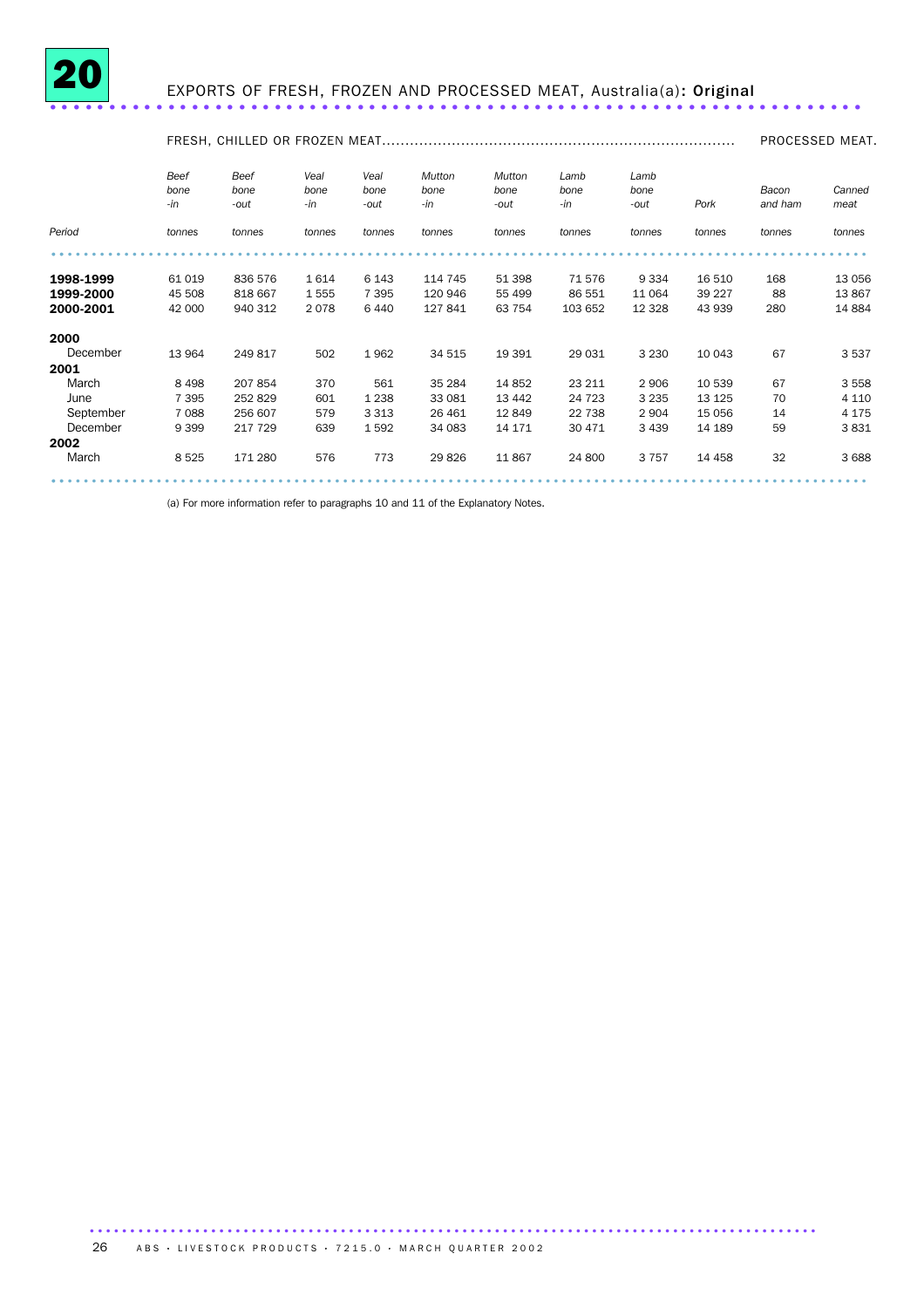# 20 EXPORTS OF FRESH, FROZEN AND PROCESSED MEAT, Australia(a): Original

| | FRESH, CHILLED OR FROZEN MEAT | | | | | | | | | PROCESSED MEAT | |
|---|---|---|---|---|---|---|---|---|---|---|---|
| | *Beef bone -in* | *Beef bone -out* | *Veal bone -in* | *Veal bone -out* | *Mutton bone -in* | *Mutton bone -out* | *Lamb bone -in* | *Lamb bone -out* | *Pork* | *Bacon and ham* | *Canned meat* |
| *Period* | *tonnes* | *tonnes* | *tonnes* | *tonnes* | *tonnes* | *tonnes* | *tonnes* | *tonnes* | *tonnes* | *tonnes* | *tonnes* |
| **1998-1999** | 61 019 | 836 576 | 1 614 | 6 143 | 114 745 | 51 398 | 71 576 | 9 334 | 16 510 | 168 | 13 056 |
| **1999-2000** | 45 508 | 818 667 | 1 555 | 7 395 | 120 946 | 55 499 | 86 551 | 11 064 | 39 227 | 88 | 13 867 |
| **2000-2001** | 42 000 | 940 312 | 2 078 | 6 440 | 127 841 | 63 754 | 103 652 | 12 328 | 43 939 | 280 | 14 884 |
| **2000** | | | | | | | | | | | |
| December | 13 964 | 249 817 | 502 | 1 962 | 34 515 | 19 391 | 29 031 | 3 230 | 10 043 | 67 | 3 537 |
| **2001** | | | | | | | | | | | |
| March | 8 498 | 207 854 | 370 | 561 | 35 284 | 14 852 | 23 211 | 2 906 | 10 539 | 67 | 3 558 |
| June | 7 395 | 252 829 | 601 | 1 238 | 33 081 | 13 442 | 24 723 | 3 235 | 13 125 | 70 | 4 110 |
| September | 7 088 | 256 607 | 579 | 3 313 | 26 461 | 12 849 | 22 738 | 2 904 | 15 056 | 14 | 4 175 |
| December | 9 399 | 217 729 | 639 | 1 592 | 34 083 | 14 171 | 30 471 | 3 439 | 14 189 | 59 | 3 831 |
| **2002** | | | | | | | | | | | |
| March | 8 525 | 171 280 | 576 | 773 | 29 826 | 11 867 | 24 800 | 3 757 | 14 458 | 32 | 3 688 |

(a) For more information refer to paragraphs 10 and 11 of the Explanatory Notes.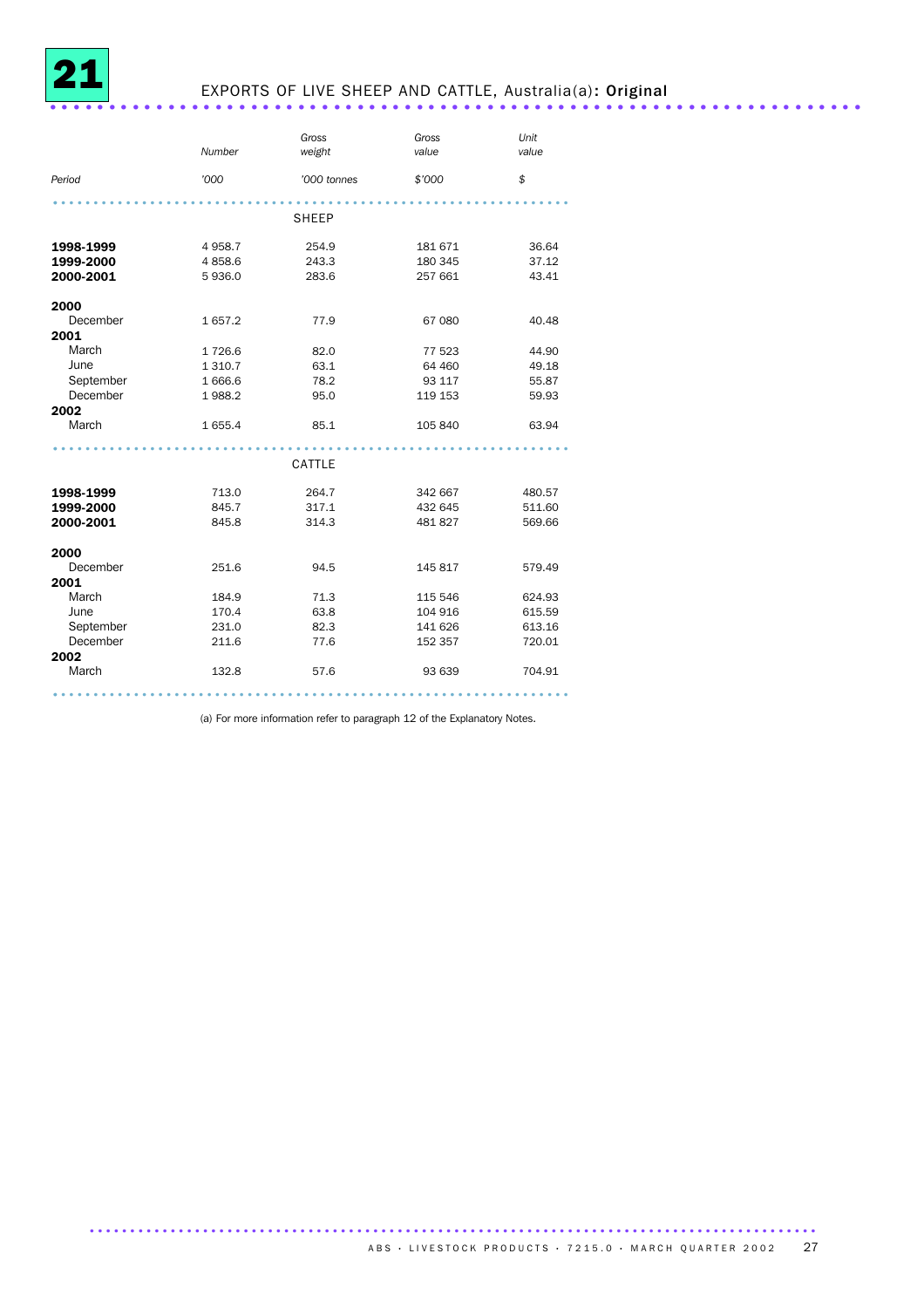# 21 EXPORTS OF LIVE SHEEP AND CATTLE, Australia(a): **Original**

| Period | Number | Gross weight | Gross value | Unit value |
|---|---|---|---|---|
| | '000 | '000 tonnes | $'000 | $ |
| **SHEEP** | | | | |
| **1998-1999** | 4 958.7 | 254.9 | 181 671 | 36.64 |
| **1999-2000** | 4 858.6 | 243.3 | 180 345 | 37.12 |
| **2000-2001** | 5 936.0 | 283.6 | 257 661 | 43.41 |
| **2000** | | | | |
| December | 1 657.2 | 77.9 | 67 080 | 40.48 |
| **2001** | | | | |
| March | 1 726.6 | 82.0 | 77 523 | 44.90 |
| June | 1 310.7 | 63.1 | 64 460 | 49.18 |
| September | 1 666.6 | 78.2 | 93 117 | 55.87 |
| December | 1 988.2 | 95.0 | 119 153 | 59.93 |
| **2002** | | | | |
| March | 1 655.4 | 85.1 | 105 840 | 63.94 |
| **CATTLE** | | | | |
| **1998-1999** | 713.0 | 264.7 | 342 667 | 480.57 |
| **1999-2000** | 845.7 | 317.1 | 432 645 | 511.60 |
| **2000-2001** | 845.8 | 314.3 | 481 827 | 569.66 |
| **2000** | | | | |
| December | 251.6 | 94.5 | 145 817 | 579.49 |
| **2001** | | | | |
| March | 184.9 | 71.3 | 115 546 | 624.93 |
| June | 170.4 | 63.8 | 104 916 | 615.59 |
| September | 231.0 | 82.3 | 141 626 | 613.16 |
| December | 211.6 | 77.6 | 152 357 | 720.01 |
| **2002** | | | | |
| March | 132.8 | 57.6 | 93 639 | 704.91 |

(a) For more information refer to paragraph 12 of the Explanatory Notes.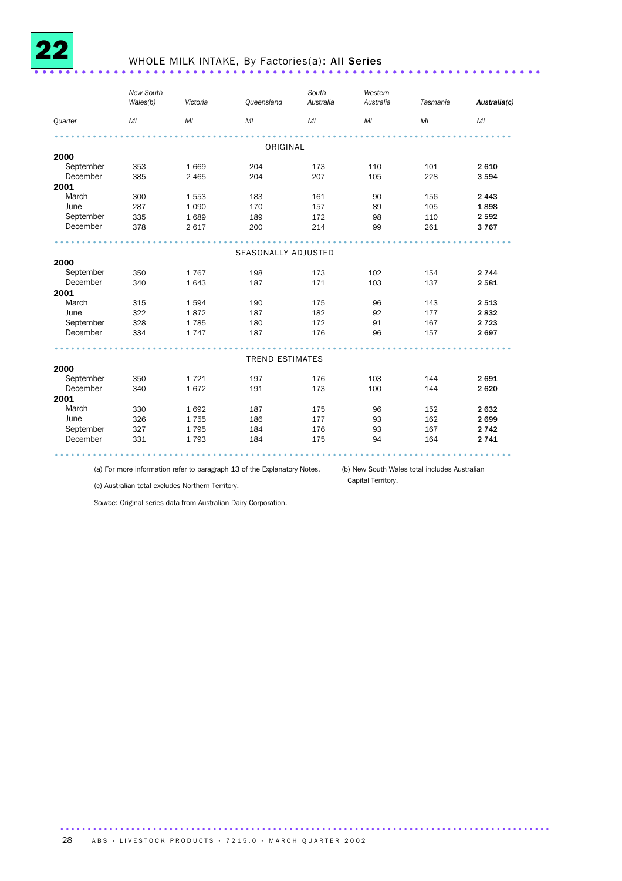# 22 WHOLE MILK INTAKE, By Factories(a): **All Series**

| Quarter | New South Wales(b) | Victoria | Queensland | South Australia | Western Australia | Tasmania | Australia(c) |
|---|---|---|---|---|---|---|---|
| | ML | ML | ML | ML | ML | ML | ML |
| | | | | ORIGINAL | | | |
| **2000** | | | | | | | |
| September | 353 | 1 669 | 204 | 173 | 110 | 101 | **2 610** |
| December | 385 | 2 465 | 204 | 207 | 105 | 228 | **3 594** |
| **2001** | | | | | | | |
| March | 300 | 1 553 | 183 | 161 | 90 | 156 | **2 443** |
| June | 287 | 1 090 | 170 | 157 | 89 | 105 | **1 898** |
| September | 335 | 1 689 | 189 | 172 | 98 | 110 | **2 592** |
| December | 378 | 2 617 | 200 | 214 | 99 | 261 | **3 767** |
| | | | | SEASONALLY ADJUSTED | | | |
| **2000** | | | | | | | |
| September | 350 | 1 767 | 198 | 173 | 102 | 154 | **2 744** |
| December | 340 | 1 643 | 187 | 171 | 103 | 137 | **2 581** |
| **2001** | | | | | | | |
| March | 315 | 1 594 | 190 | 175 | 96 | 143 | **2 513** |
| June | 322 | 1 872 | 187 | 182 | 92 | 177 | **2 832** |
| September | 328 | 1 785 | 180 | 172 | 91 | 167 | **2 723** |
| December | 334 | 1 747 | 187 | 176 | 96 | 157 | **2 697** |
| | | | | TREND ESTIMATES | | | |
| **2000** | | | | | | | |
| September | 350 | 1 721 | 197 | 176 | 103 | 144 | **2 691** |
| December | 340 | 1 672 | 191 | 173 | 100 | 144 | **2 620** |
| **2001** | | | | | | | |
| March | 330 | 1 692 | 187 | 175 | 96 | 152 | **2 632** |
| June | 326 | 1 755 | 186 | 177 | 93 | 162 | **2 699** |
| September | 327 | 1 795 | 184 | 176 | 93 | 167 | **2 742** |
| December | 331 | 1 793 | 184 | 175 | 94 | 164 | **2 741** |

(a) For more information refer to paragraph 13 of the Explanatory Notes.

(b) New South Wales total includes Australian Capital Territory.

(c) Australian total excludes Northern Territory.

*Source*: Original series data from Australian Dairy Corporation.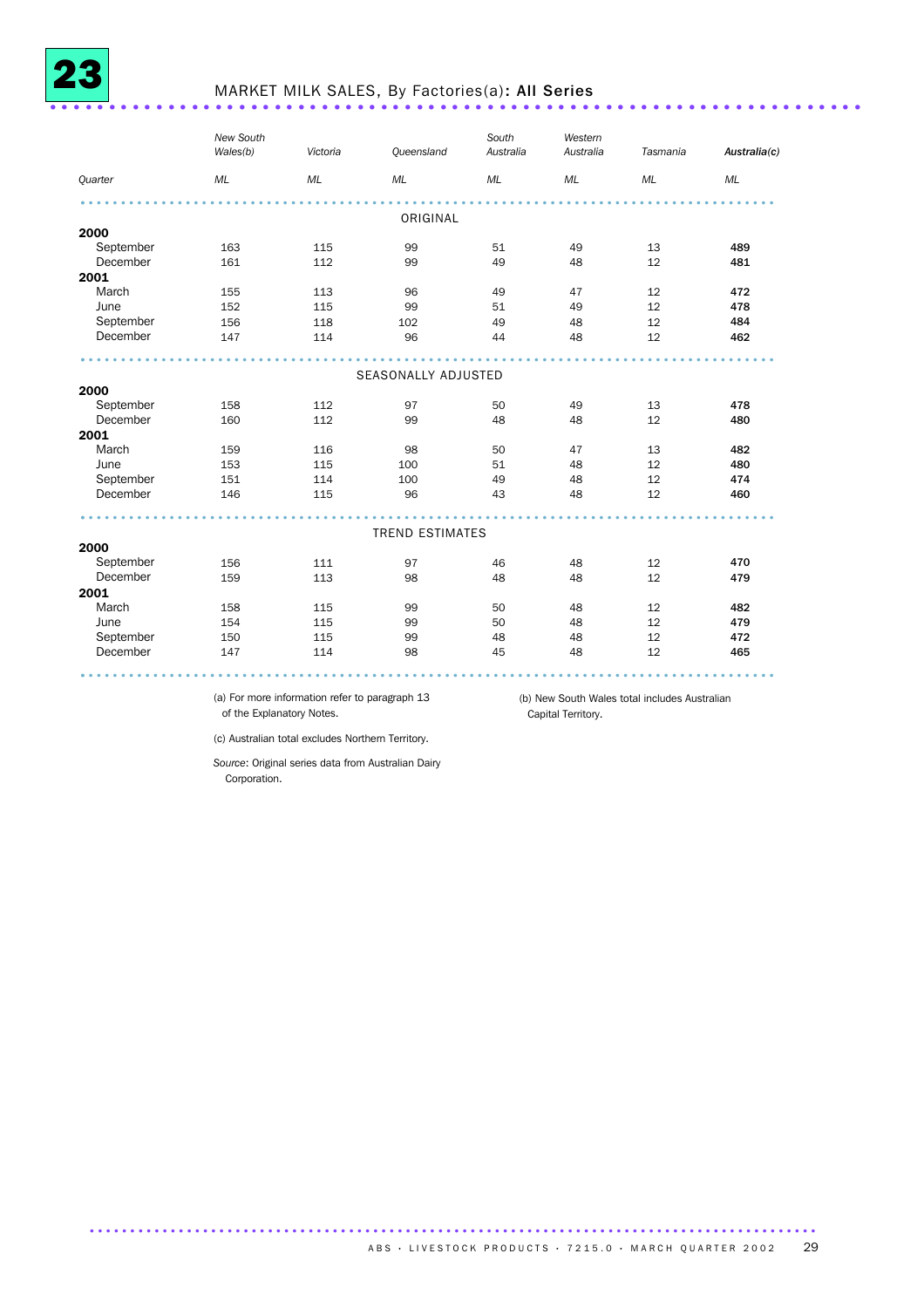# 23 MARKET MILK SALES, By Factories(a): All Series

| Quarter | New South Wales(b) | Victoria | Queensland | South Australia | Western Australia | Tasmania | Australia(c) |
|---|---|---|---|---|---|---|---|
| | ML | ML | ML | ML | ML | ML | ML |
| **ORIGINAL** | | | | | | | |
| **2000** | | | | | | | |
| September | 163 | 115 | 99 | 51 | 49 | 13 | **489** |
| December | 161 | 112 | 99 | 49 | 48 | 12 | **481** |
| **2001** | | | | | | | |
| March | 155 | 113 | 96 | 49 | 47 | 12 | **472** |
| June | 152 | 115 | 99 | 51 | 49 | 12 | **478** |
| September | 156 | 118 | 102 | 49 | 48 | 12 | **484** |
| December | 147 | 114 | 96 | 44 | 48 | 12 | **462** |
| **SEASONALLY ADJUSTED** | | | | | | | |
| **2000** | | | | | | | |
| September | 158 | 112 | 97 | 50 | 49 | 13 | **478** |
| December | 160 | 112 | 99 | 48 | 48 | 12 | **480** |
| **2001** | | | | | | | |
| March | 159 | 116 | 98 | 50 | 47 | 13 | **482** |
| June | 153 | 115 | 100 | 51 | 48 | 12 | **480** |
| September | 151 | 114 | 100 | 49 | 48 | 12 | **474** |
| December | 146 | 115 | 96 | 43 | 48 | 12 | **460** |
| **TREND ESTIMATES** | | | | | | | |
| **2000** | | | | | | | |
| September | 156 | 111 | 97 | 46 | 48 | 12 | **470** |
| December | 159 | 113 | 98 | 48 | 48 | 12 | **479** |
| **2001** | | | | | | | |
| March | 158 | 115 | 99 | 50 | 48 | 12 | **482** |
| June | 154 | 115 | 99 | 50 | 48 | 12 | **479** |
| September | 150 | 115 | 99 | 48 | 48 | 12 | **472** |
| December | 147 | 114 | 98 | 45 | 48 | 12 | **465** |

(a) For more information refer to paragraph 13 of the Explanatory Notes.

(b) New South Wales total includes Australian Capital Territory.

(c) Australian total excludes Northern Territory.

*Source:* Original series data from Australian Dairy Corporation.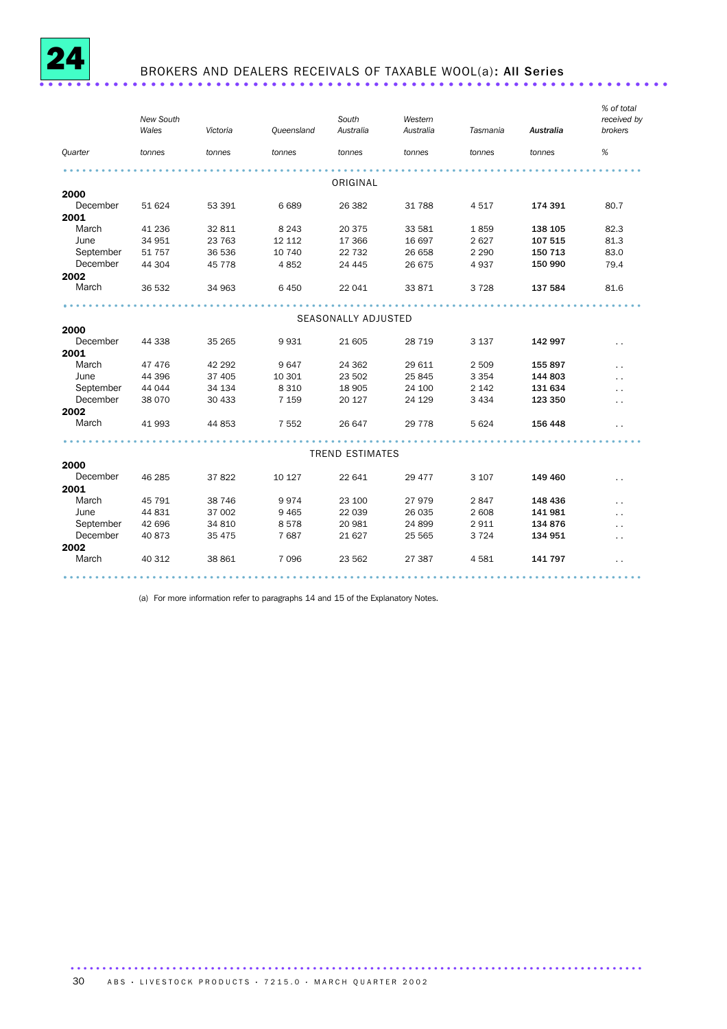# 24 BROKERS AND DEALERS RECEIVALS OF TAXABLE WOOL(a): **All Series**

| Quarter | New South Wales | Victoria | Queensland | South Australia | Western Australia | Tasmania | **Australia** | % of total received by brokers |
|---|---|---|---|---|---|---|---|---|
| | tonnes | tonnes | tonnes | tonnes | tonnes | tonnes | tonnes | % |
| | | | | ORIGINAL | | | | |
| **2000** | | | | | | | | |
| December | 51 624 | 53 391 | 6 689 | 26 382 | 31 788 | 4 517 | **174 391** | 80.7 |
| **2001** | | | | | | | | |
| March | 41 236 | 32 811 | 8 243 | 20 375 | 33 581 | 1 859 | **138 105** | 82.3 |
| June | 34 951 | 23 763 | 12 112 | 17 366 | 16 697 | 2 627 | **107 515** | 81.3 |
| September | 51 757 | 36 536 | 10 740 | 22 732 | 26 658 | 2 290 | **150 713** | 83.0 |
| December | 44 304 | 45 778 | 4 852 | 24 445 | 26 675 | 4 937 | **150 990** | 79.4 |
| **2002** | | | | | | | | |
| March | 36 532 | 34 963 | 6 450 | 22 041 | 33 871 | 3 728 | **137 584** | 81.6 |
| | | | | SEASONALLY ADJUSTED | | | | |
| **2000** | | | | | | | | |
| December | 44 338 | 35 265 | 9 931 | 21 605 | 28 719 | 3 137 | **142 997** | . . |
| **2001** | | | | | | | | |
| March | 47 476 | 42 292 | 9 647 | 24 362 | 29 611 | 2 509 | **155 897** | . . |
| June | 44 396 | 37 405 | 10 301 | 23 502 | 25 845 | 3 354 | **144 803** | . . |
| September | 44 044 | 34 134 | 8 310 | 18 905 | 24 100 | 2 142 | **131 634** | . . |
| December | 38 070 | 30 433 | 7 159 | 20 127 | 24 129 | 3 434 | **123 350** | . . |
| **2002** | | | | | | | | |
| March | 41 993 | 44 853 | 7 552 | 26 647 | 29 778 | 5 624 | **156 448** | . . |
| | | | | TREND ESTIMATES | | | | |
| **2000** | | | | | | | | |
| December | 46 285 | 37 822 | 10 127 | 22 641 | 29 477 | 3 107 | **149 460** | . . |
| **2001** | | | | | | | | |
| March | 45 791 | 38 746 | 9 974 | 23 100 | 27 979 | 2 847 | **148 436** | . . |
| June | 44 831 | 37 002 | 9 465 | 22 039 | 26 035 | 2 608 | **141 981** | . . |
| September | 42 696 | 34 810 | 8 578 | 20 981 | 24 899 | 2 911 | **134 876** | . . |
| December | 40 873 | 35 475 | 7 687 | 21 627 | 25 565 | 3 724 | **134 951** | . . |
| **2002** | | | | | | | | |
| March | 40 312 | 38 861 | 7 096 | 23 562 | 27 387 | 4 581 | **141 797** | . . |

(a) For more information refer to paragraphs 14 and 15 of the Explanatory Notes.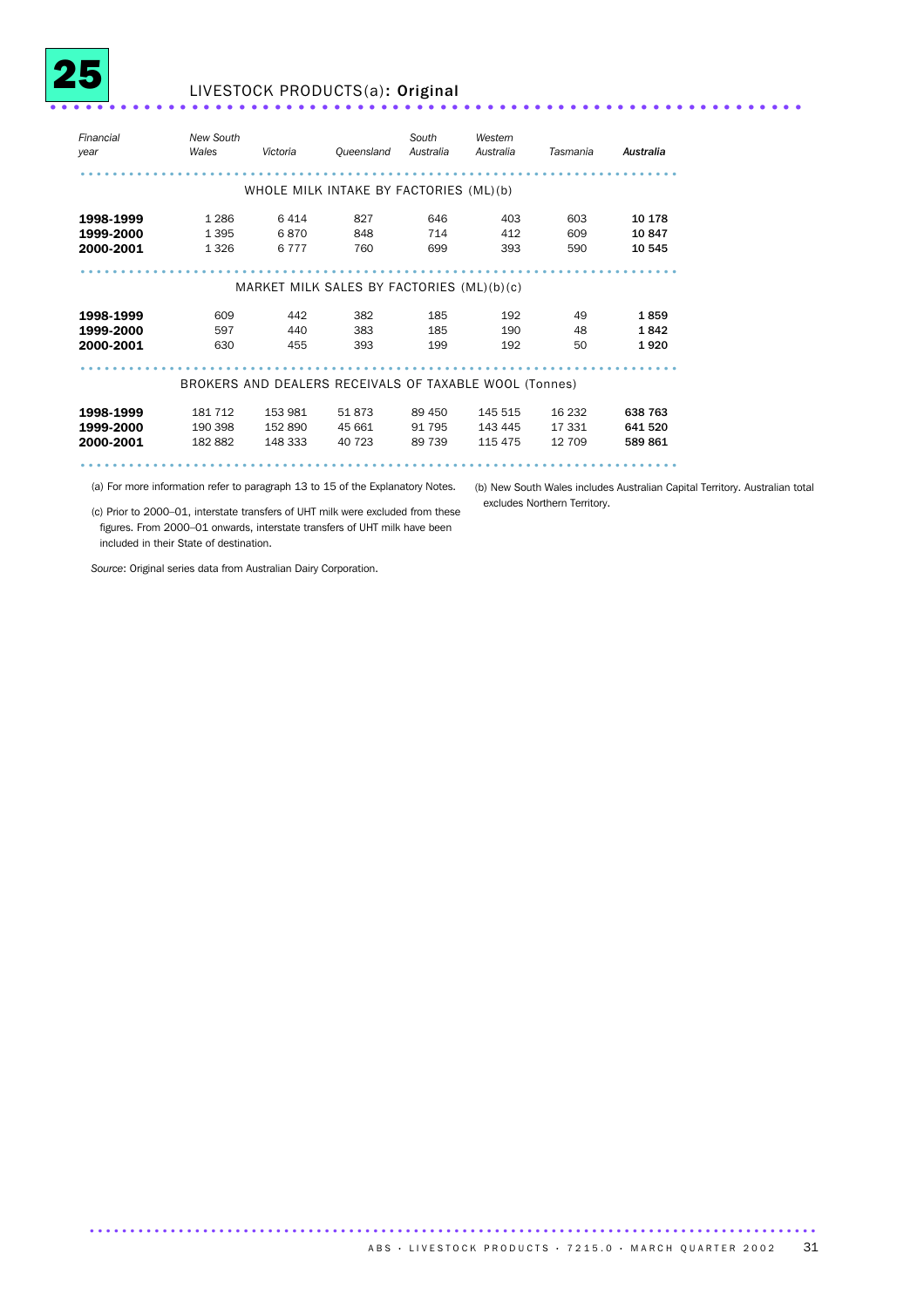## 25 LIVESTOCK PRODUCTS(a): Original

| *Financial year* | *New South Wales* | *Victoria* | *Queensland* | *South Australia* | *Western Australia* | *Tasmania* | ***Australia*** |
|---|---|---|---|---|---|---|---|
| WHOLE MILK INTAKE BY FACTORIES (ML)(b) | | | | | | | |
| **1998-1999** | 1 286 | 6 414 | 827 | 646 | 403 | 603 | **10 178** |
| **1999-2000** | 1 395 | 6 870 | 848 | 714 | 412 | 609 | **10 847** |
| **2000-2001** | 1 326 | 6 777 | 760 | 699 | 393 | 590 | **10 545** |
| MARKET MILK SALES BY FACTORIES (ML)(b)(c) | | | | | | | |
| **1998-1999** | 609 | 442 | 382 | 185 | 192 | 49 | **1 859** |
| **1999-2000** | 597 | 440 | 383 | 185 | 190 | 48 | **1 842** |
| **2000-2001** | 630 | 455 | 393 | 199 | 192 | 50 | **1 920** |
| BROKERS AND DEALERS RECEIVALS OF TAXABLE WOOL (Tonnes) | | | | | | | |
| **1998-1999** | 181 712 | 153 981 | 51 873 | 89 450 | 145 515 | 16 232 | **638 763** |
| **1999-2000** | 190 398 | 152 890 | 45 661 | 91 795 | 143 445 | 17 331 | **641 520** |
| **2000-2001** | 182 882 | 148 333 | 40 723 | 89 739 | 115 475 | 12 709 | **589 861** |

(a) For more information refer to paragraph 13 to 15 of the Explanatory Notes.

(b) New South Wales includes Australian Capital Territory. Australian total excludes Northern Territory.

(c) Prior to 2000–01, interstate transfers of UHT milk were excluded from these figures. From 2000–01 onwards, interstate transfers of UHT milk have been included in their State of destination.

*Source*: Original series data from Australian Dairy Corporation.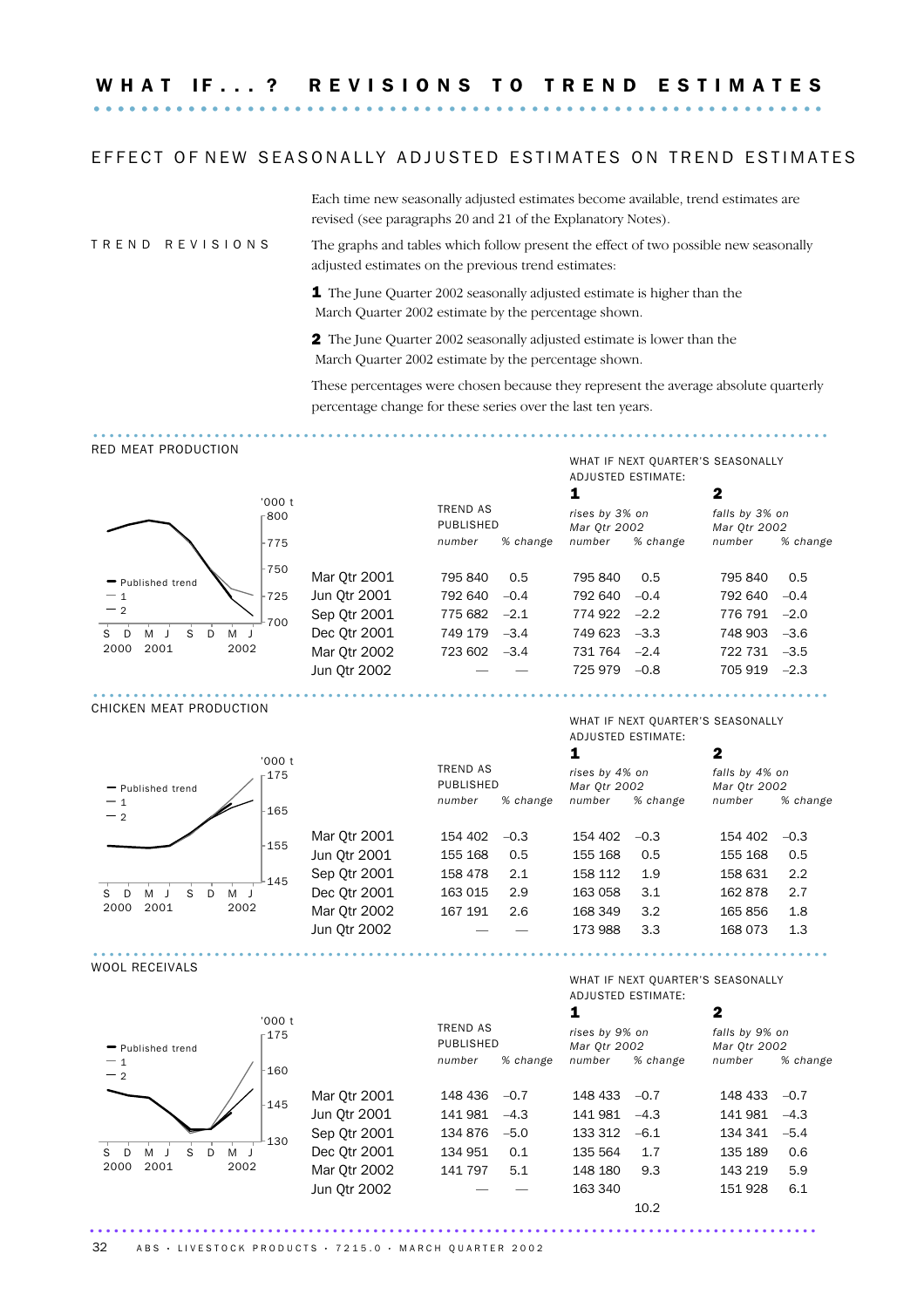# WHAT IF...? REVISIONS TO TREND ESTIMATES

## EFFECT OF NEW SEASONALLY ADJUSTED ESTIMATES ON TREND ESTIMATES

Each time new seasonally adjusted estimates become available, trend estimates are revised (see paragraphs 20 and 21 of the Explanatory Notes).

### TREND REVISIONS

The graphs and tables which follow present the effect of two possible new seasonally adjusted estimates on the previous trend estimates:

**1** The June Quarter 2002 seasonally adjusted estimate is higher than the March Quarter 2002 estimate by the percentage shown.

**2** The June Quarter 2002 seasonally adjusted estimate is lower than the March Quarter 2002 estimate by the percentage shown.

These percentages were chosen because they represent the average absolute quarterly percentage change for these series over the last ten years.

### RED MEAT PRODUCTION

| | TREND AS PUBLISHED | | WHAT IF NEXT QUARTER'S SEASONALLY ADJUSTED ESTIMATE: 1 *rises by 3% on Mar Qtr 2002* | | 2 *falls by 3% on Mar Qtr 2002* | |
|---|---|---|---|---|---|---|
| | *number* | *% change* | *number* | *% change* | *number* | *% change* |
| Mar Qtr 2001 | 795 840 | 0.5 | 795 840 | 0.5 | 795 840 | 0.5 |
| Jun Qtr 2001 | 792 640 | –0.4 | 792 640 | –0.4 | 792 640 | –0.4 |
| Sep Qtr 2001 | 775 682 | –2.1 | 774 922 | –2.2 | 776 791 | –2.0 |
| Dec Qtr 2001 | 749 179 | –3.4 | 749 623 | –3.3 | 748 903 | –3.6 |
| Mar Qtr 2002 | 723 602 | –3.4 | 731 764 | –2.4 | 722 731 | –3.5 |
| Jun Qtr 2002 | — | — | 725 979 | –0.8 | 705 919 | –2.3 |

### CHICKEN MEAT PRODUCTION

| | TREND AS PUBLISHED | | WHAT IF NEXT QUARTER'S SEASONALLY ADJUSTED ESTIMATE: 1 *rises by 4% on Mar Qtr 2002* | | 2 *falls by 4% on Mar Qtr 2002* | |
|---|---|---|---|---|---|---|
| | *number* | *% change* | *number* | *% change* | *number* | *% change* |
| Mar Qtr 2001 | 154 402 | –0.3 | 154 402 | –0.3 | 154 402 | –0.3 |
| Jun Qtr 2001 | 155 168 | 0.5 | 155 168 | 0.5 | 155 168 | 0.5 |
| Sep Qtr 2001 | 158 478 | 2.1 | 158 112 | 1.9 | 158 631 | 2.2 |
| Dec Qtr 2001 | 163 015 | 2.9 | 163 058 | 3.1 | 162 878 | 2.7 |
| Mar Qtr 2002 | 167 191 | 2.6 | 168 349 | 3.2 | 165 856 | 1.8 |
| Jun Qtr 2002 | — | — | 173 988 | 3.3 | 168 073 | 1.3 |

### WOOL RECEIVALS

| | TREND AS PUBLISHED | | WHAT IF NEXT QUARTER'S SEASONALLY ADJUSTED ESTIMATE: 1 *rises by 9% on Mar Qtr 2002* | | 2 *falls by 9% on Mar Qtr 2002* | |
|---|---|---|---|---|---|---|
| | *number* | *% change* | *number* | *% change* | *number* | *% change* |
| Mar Qtr 2001 | 148 436 | –0.7 | 148 433 | –0.7 | 148 433 | –0.7 |
| Jun Qtr 2001 | 141 981 | –4.3 | 141 981 | –4.3 | 141 981 | –4.3 |
| Sep Qtr 2001 | 134 876 | –5.0 | 133 312 | –6.1 | 134 341 | –5.4 |
| Dec Qtr 2001 | 134 951 | 0.1 | 135 564 | 1.7 | 135 189 | 0.6 |
| Mar Qtr 2002 | 141 797 | 5.1 | 148 180 | 9.3 | 143 219 | 5.9 |
| Jun Qtr 2002 | — | — | 163 340 | 10.2 | 151 928 | 6.1 |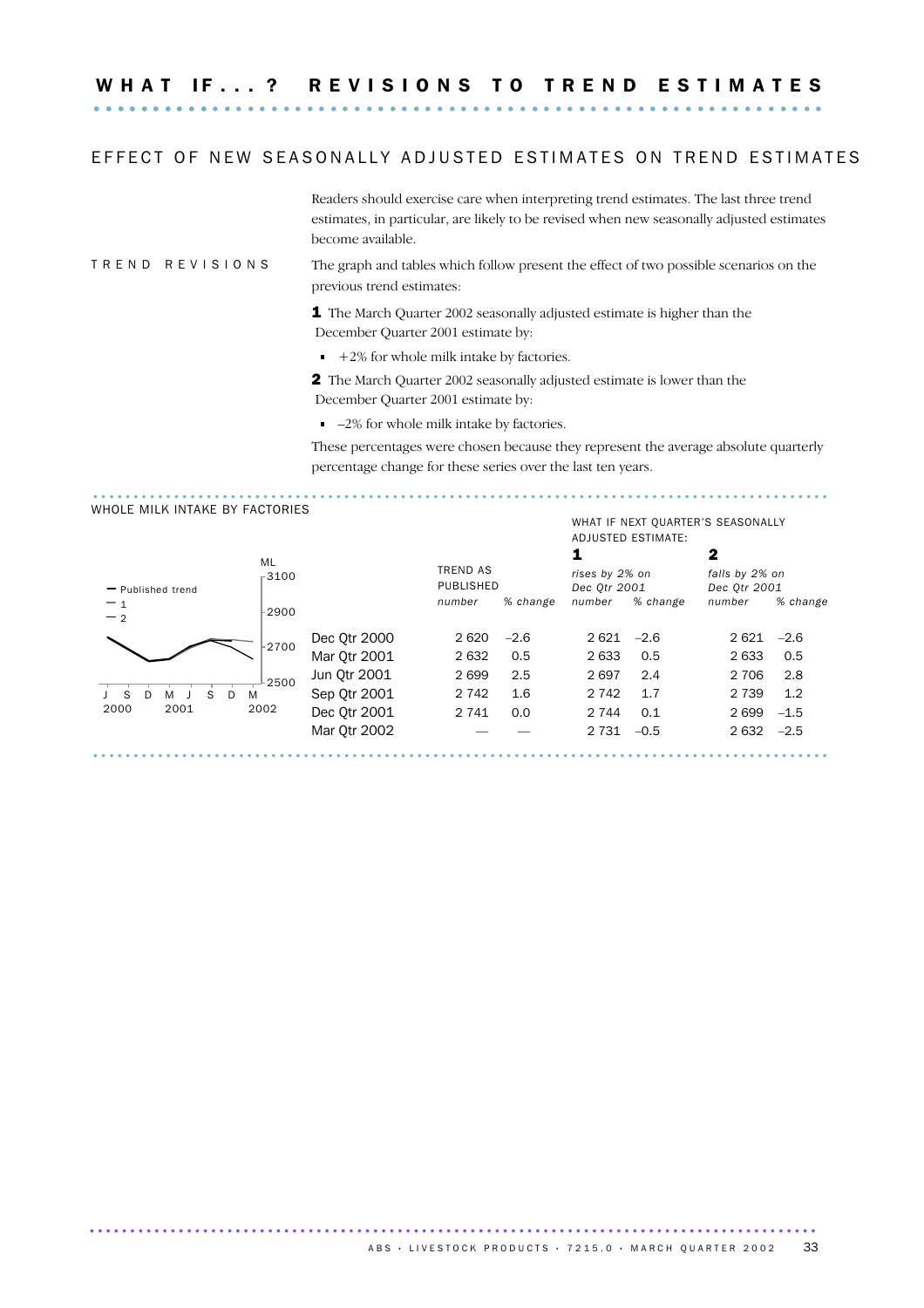# WHAT IF...? REVISIONS TO TREND ESTIMATES

## EFFECT OF NEW SEASONALLY ADJUSTED ESTIMATES ON TREND ESTIMATES

Readers should exercise care when interpreting trend estimates. The last three trend estimates, in particular, are likely to be revised when new seasonally adjusted estimates become available.

### TREND REVISIONS

The graph and tables which follow present the effect of two possible scenarios on the previous trend estimates:

**1** The March Quarter 2002 seasonally adjusted estimate is higher than the December Quarter 2001 estimate by:

- +2% for whole milk intake by factories.

**2** The March Quarter 2002 seasonally adjusted estimate is lower than the December Quarter 2001 estimate by:

- –2% for whole milk intake by factories.

These percentages were chosen because they represent the average absolute quarterly percentage change for these series over the last ten years.

### WHOLE MILK INTAKE BY FACTORIES

| | Trend as published | | What if next quarter's seasonally adjusted estimate: 1 rises by 2% on Dec Qtr 2001 | | 2 falls by 2% on Dec Qtr 2001 | |
|---|---|---|---|---|---|---|
| | number | % change | number | % change | number | % change |
| Dec Qtr 2000 | 2 620 | –2.6 | 2 621 | –2.6 | 2 621 | –2.6 |
| Mar Qtr 2001 | 2 632 | 0.5 | 2 633 | 0.5 | 2 633 | 0.5 |
| Jun Qtr 2001 | 2 699 | 2.5 | 2 697 | 2.4 | 2 706 | 2.8 |
| Sep Qtr 2001 | 2 742 | 1.6 | 2 742 | 1.7 | 2 739 | 1.2 |
| Dec Qtr 2001 | 2 741 | 0.0 | 2 744 | 0.1 | 2 699 | –1.5 |
| Mar Qtr 2002 | — | — | 2 731 | –0.5 | 2 632 | –2.5 |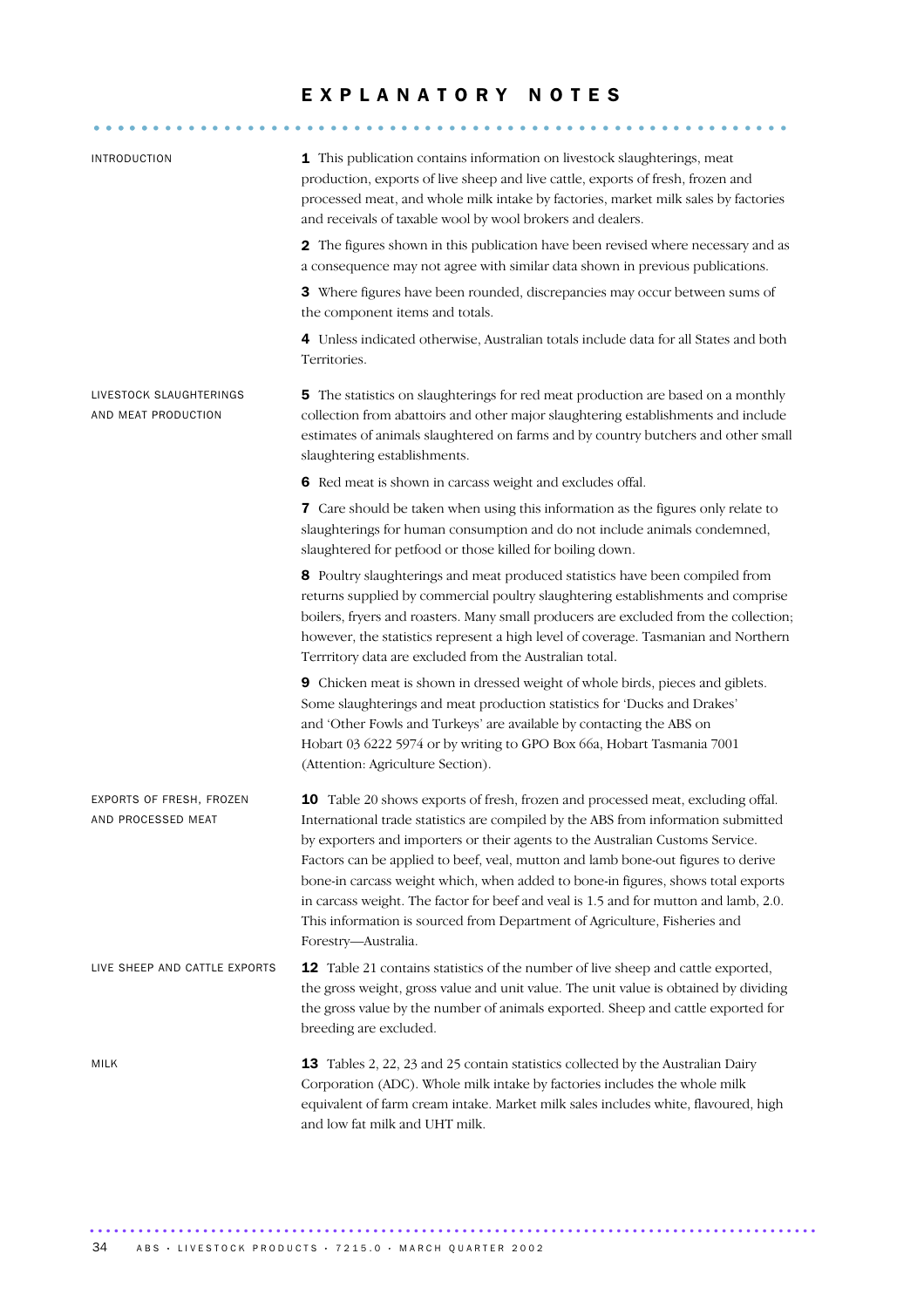# EXPLANATORY NOTES

## INTRODUCTION

**1** This publication contains information on livestock slaughterings, meat production, exports of live sheep and live cattle, exports of fresh, frozen and processed meat, and whole milk intake by factories, market milk sales by factories and receivals of taxable wool by wool brokers and dealers.

**2** The figures shown in this publication have been revised where necessary and as a consequence may not agree with similar data shown in previous publications.

**3** Where figures have been rounded, discrepancies may occur between sums of the component items and totals.

**4** Unless indicated otherwise, Australian totals include data for all States and both Territories.

## LIVESTOCK SLAUGHTERINGS AND MEAT PRODUCTION

**5** The statistics on slaughterings for red meat production are based on a monthly collection from abattoirs and other major slaughtering establishments and include estimates of animals slaughtered on farms and by country butchers and other small slaughtering establishments.

**6** Red meat is shown in carcass weight and excludes offal.

**7** Care should be taken when using this information as the figures only relate to slaughterings for human consumption and do not include animals condemned, slaughtered for petfood or those killed for boiling down.

**8** Poultry slaughterings and meat produced statistics have been compiled from returns supplied by commercial poultry slaughtering establishments and comprise boilers, fryers and roasters. Many small producers are excluded from the collection; however, the statistics represent a high level of coverage. Tasmanian and Northern Terrritory data are excluded from the Australian total.

**9** Chicken meat is shown in dressed weight of whole birds, pieces and giblets. Some slaughterings and meat production statistics for 'Ducks and Drakes' and 'Other Fowls and Turkeys' are available by contacting the ABS on Hobart 03 6222 5974 or by writing to GPO Box 66a, Hobart Tasmania 7001 (Attention: Agriculture Section).

## EXPORTS OF FRESH, FROZEN AND PROCESSED MEAT

**10** Table 20 shows exports of fresh, frozen and processed meat, excluding offal. International trade statistics are compiled by the ABS from information submitted by exporters and importers or their agents to the Australian Customs Service. Factors can be applied to beef, veal, mutton and lamb bone-out figures to derive bone-in carcass weight which, when added to bone-in figures, shows total exports in carcass weight. The factor for beef and veal is 1.5 and for mutton and lamb, 2.0. This information is sourced from Department of Agriculture, Fisheries and Forestry—Australia.

## LIVE SHEEP AND CATTLE EXPORTS

**12** Table 21 contains statistics of the number of live sheep and cattle exported, the gross weight, gross value and unit value. The unit value is obtained by dividing the gross value by the number of animals exported. Sheep and cattle exported for breeding are excluded.

## MILK

**13** Tables 2, 22, 23 and 25 contain statistics collected by the Australian Dairy Corporation (ADC). Whole milk intake by factories includes the whole milk equivalent of farm cream intake. Market milk sales includes white, flavoured, high and low fat milk and UHT milk.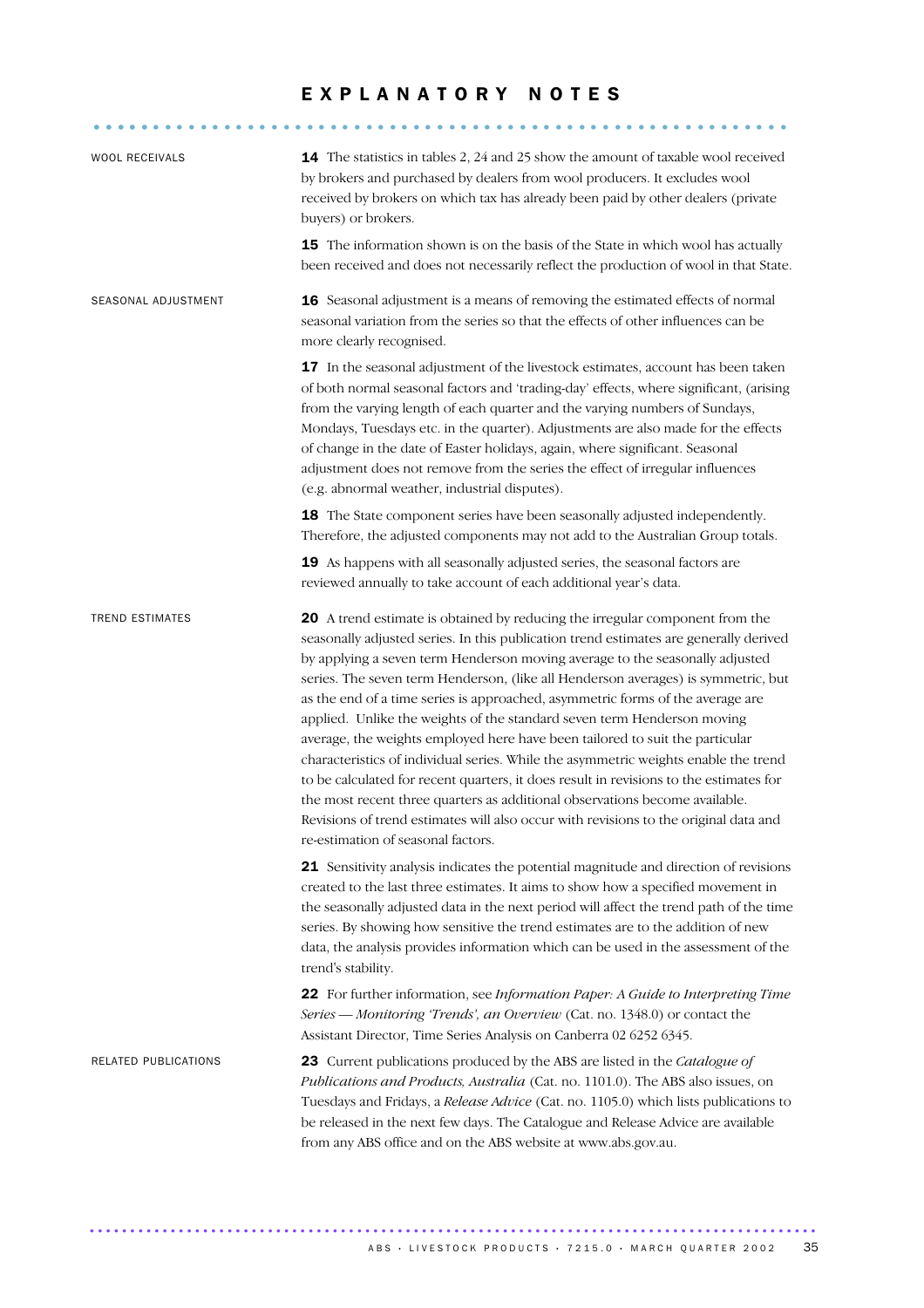# EXPLANATORY NOTES

## WOOL RECEIVALS

**14** The statistics in tables 2, 24 and 25 show the amount of taxable wool received by brokers and purchased by dealers from wool producers. It excludes wool received by brokers on which tax has already been paid by other dealers (private buyers) or brokers.

**15** The information shown is on the basis of the State in which wool has actually been received and does not necessarily reflect the production of wool in that State.

## SEASONAL ADJUSTMENT

**16** Seasonal adjustment is a means of removing the estimated effects of normal seasonal variation from the series so that the effects of other influences can be more clearly recognised.

**17** In the seasonal adjustment of the livestock estimates, account has been taken of both normal seasonal factors and 'trading-day' effects, where significant, (arising from the varying length of each quarter and the varying numbers of Sundays, Mondays, Tuesdays etc. in the quarter). Adjustments are also made for the effects of change in the date of Easter holidays, again, where significant. Seasonal adjustment does not remove from the series the effect of irregular influences (e.g. abnormal weather, industrial disputes).

**18** The State component series have been seasonally adjusted independently. Therefore, the adjusted components may not add to the Australian Group totals.

**19** As happens with all seasonally adjusted series, the seasonal factors are reviewed annually to take account of each additional year's data.

## TREND ESTIMATES

**20** A trend estimate is obtained by reducing the irregular component from the seasonally adjusted series. In this publication trend estimates are generally derived by applying a seven term Henderson moving average to the seasonally adjusted series. The seven term Henderson, (like all Henderson averages) is symmetric, but as the end of a time series is approached, asymmetric forms of the average are applied. Unlike the weights of the standard seven term Henderson moving average, the weights employed here have been tailored to suit the particular characteristics of individual series. While the asymmetric weights enable the trend to be calculated for recent quarters, it does result in revisions to the estimates for the most recent three quarters as additional observations become available. Revisions of trend estimates will also occur with revisions to the original data and re-estimation of seasonal factors.

**21** Sensitivity analysis indicates the potential magnitude and direction of revisions created to the last three estimates. It aims to show how a specified movement in the seasonally adjusted data in the next period will affect the trend path of the time series. By showing how sensitive the trend estimates are to the addition of new data, the analysis provides information which can be used in the assessment of the trend's stability.

**22** For further information, see *Information Paper: A Guide to Interpreting Time Series — Monitoring 'Trends', an Overview* (Cat. no. 1348.0) or contact the Assistant Director, Time Series Analysis on Canberra 02 6252 6345.

## RELATED PUBLICATIONS

**23** Current publications produced by the ABS are listed in the *Catalogue of Publications and Products, Australia* (Cat. no. 1101.0). The ABS also issues, on Tuesdays and Fridays, a *Release Advice* (Cat. no. 1105.0) which lists publications to be released in the next few days. The Catalogue and Release Advice are available from any ABS office and on the ABS website at www.abs.gov.au.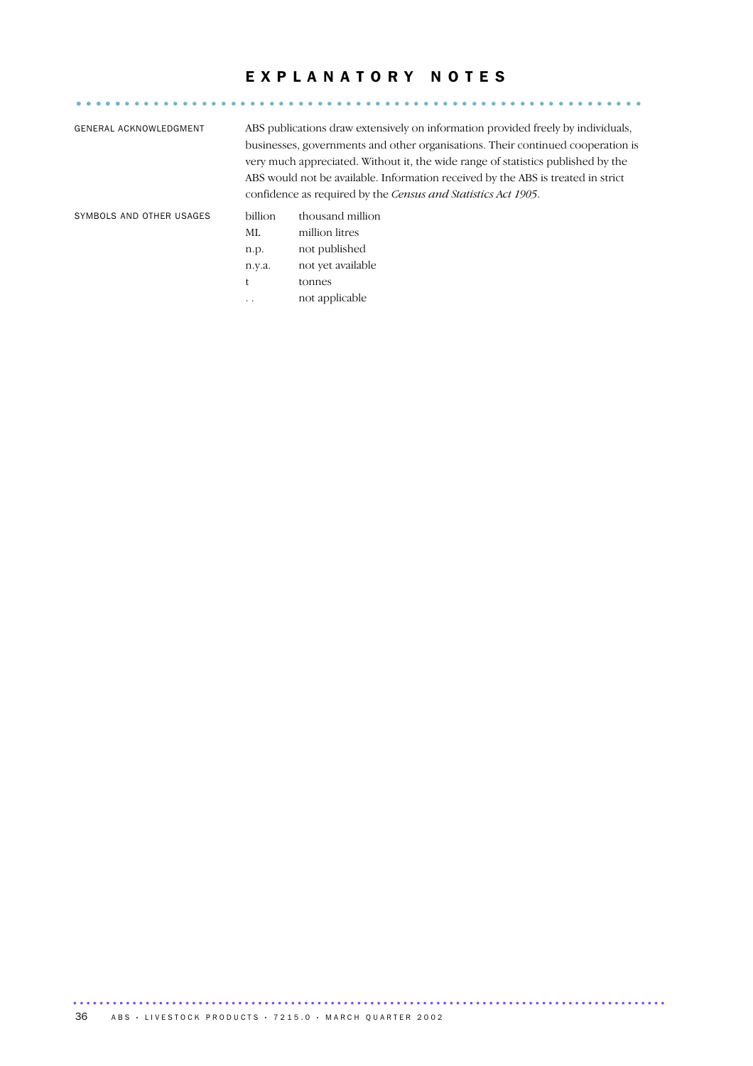# EXPLANATORY NOTES

**GENERAL ACKNOWLEDGMENT**

ABS publications draw extensively on information provided freely by individuals, businesses, governments and other organisations. Their continued cooperation is very much appreciated. Without it, the wide range of statistics published by the ABS would not be available. Information received by the ABS is treated in strict confidence as required by the *Census and Statistics Act 1905*.

**SYMBOLS AND OTHER USAGES**

| Symbol | Meaning |
|---|---|
| billion | thousand million |
| ML | million litres |
| n.p. | not published |
| n.y.a. | not yet available |
| t | tonnes |
| . . | not applicable |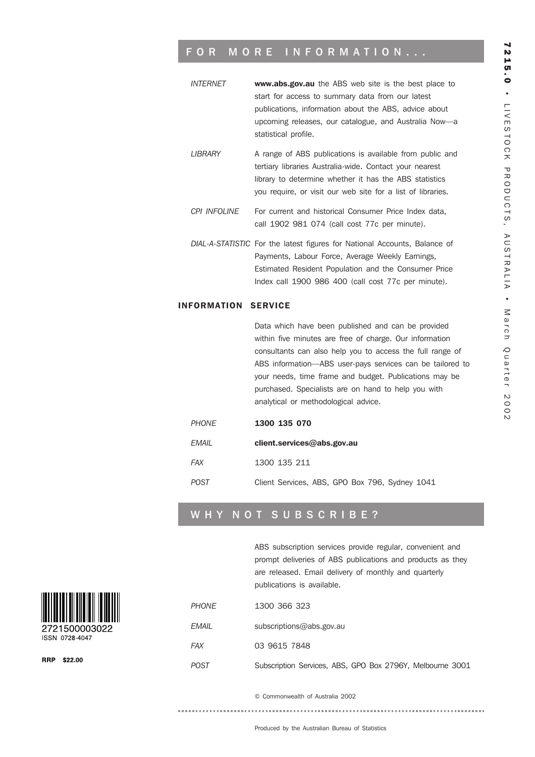## FOR MORE INFORMATION...

*INTERNET* **www.abs.gov.au** the ABS web site is the best place to start for access to summary data from our latest publications, information about the ABS, advice about upcoming releases, our catalogue, and Australia Now—a statistical profile.

*LIBRARY* A range of ABS publications is available from public and tertiary libraries Australia-wide. Contact your nearest library to determine whether it has the ABS statistics you require, or visit our web site for a list of libraries.

*CPI INFOLINE* For current and historical Consumer Price Index data, call 1902 981 074 (call cost 77c per minute).

*DIAL-A-STATISTIC* For the latest figures for National Accounts, Balance of Payments, Labour Force, Average Weekly Earnings, Estimated Resident Population and the Consumer Price Index call 1900 986 400 (call cost 77c per minute).

### INFORMATION SERVICE

Data which have been published and can be provided within five minutes are free of charge. Our information consultants can also help you to access the full range of ABS information—ABS user-pays services can be tailored to your needs, time frame and budget. Publications may be purchased. Specialists are on hand to help you with analytical or methodological advice.

*PHONE* **1300 135 070**

*EMAIL* **client.services@abs.gov.au**

*FAX* 1300 135 211

*POST* Client Services, ABS, GPO Box 796, Sydney 1041

## WHY NOT SUBSCRIBE?

ABS subscription services provide regular, convenient and prompt deliveries of ABS publications and products as they are released. Email delivery of monthly and quarterly publications is available.

*PHONE* 1300 366 323

*EMAIL* subscriptions@abs.gov.au

*FAX* 03 9615 7848

*POST* Subscription Services, ABS, GPO Box 2796Y, Melbourne 3001

2721500003022
ISSN 0728-4047

**RRP $22.00**

© Commonwealth of Australia 2002

Produced by the Australian Bureau of Statistics